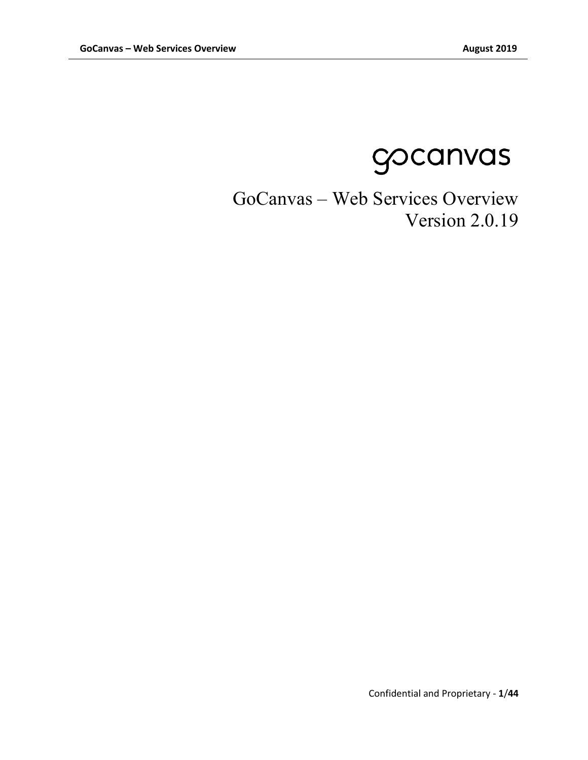gocanvas

# GoCanvas – Web Services Overview
Version 2.0.19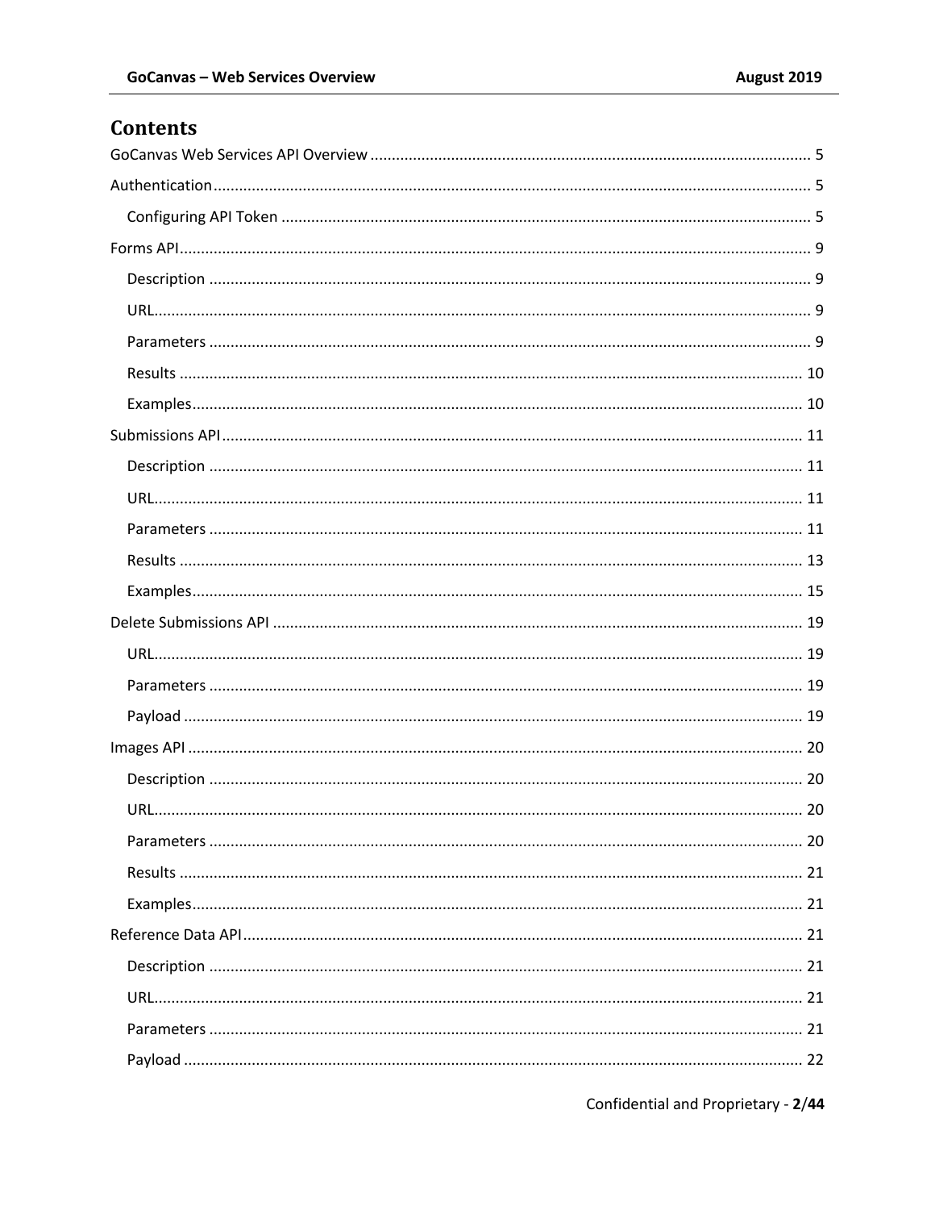# Contents

GoCanvas Web Services API Overview ........ 5
Authentication ........ 5
- Configuring API Token ........ 5

Forms API ........ 9
- Description ........ 9
- URL ........ 9
- Parameters ........ 9
- Results ........ 10
- Examples ........ 10

Submissions API ........ 11
- Description ........ 11
- URL ........ 11
- Parameters ........ 11
- Results ........ 13
- Examples ........ 15

Delete Submissions API ........ 19
- URL ........ 19
- Parameters ........ 19
- Payload ........ 19

Images API ........ 20
- Description ........ 20
- URL ........ 20
- Parameters ........ 20
- Results ........ 21
- Examples ........ 21

Reference Data API ........ 21
- Description ........ 21
- URL ........ 21
- Parameters ........ 21
- Payload ........ 22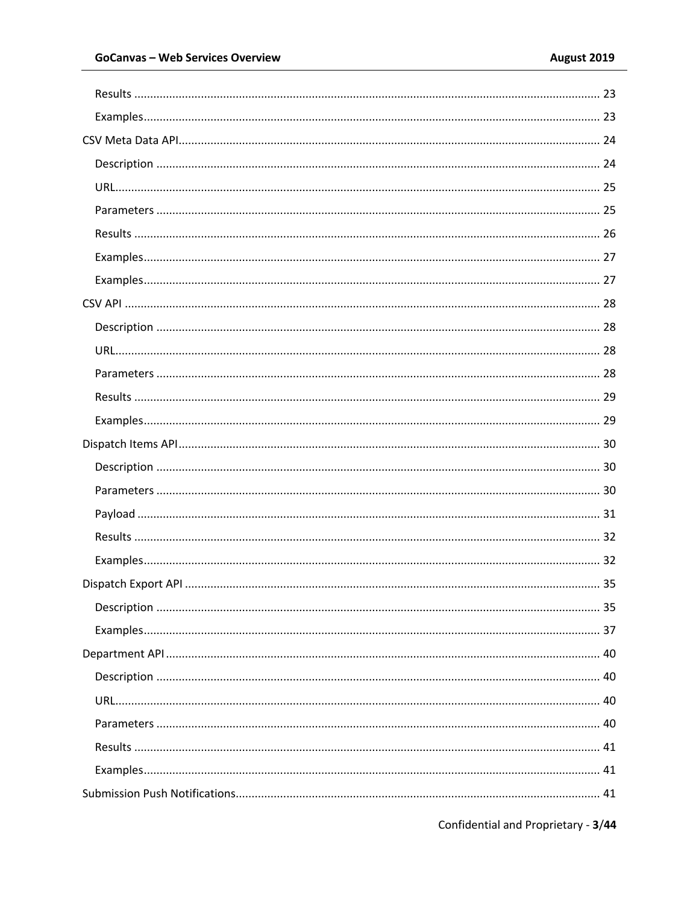- Results ........ 23
- Examples ........ 23

CSV Meta Data API ........ 24

- Description ........ 24
- URL ........ 25
- Parameters ........ 25
- Results ........ 26
- Examples ........ 27
- Examples ........ 27

CSV API ........ 28

- Description ........ 28
- URL ........ 28
- Parameters ........ 28
- Results ........ 29
- Examples ........ 29

Dispatch Items API ........ 30

- Description ........ 30
- Parameters ........ 30
- Payload ........ 31
- Results ........ 32
- Examples ........ 32

Dispatch Export API ........ 35

- Description ........ 35
- Examples ........ 37

Department API ........ 40

- Description ........ 40
- URL ........ 40
- Parameters ........ 40
- Results ........ 41
- Examples ........ 41

Submission Push Notifications ........ 41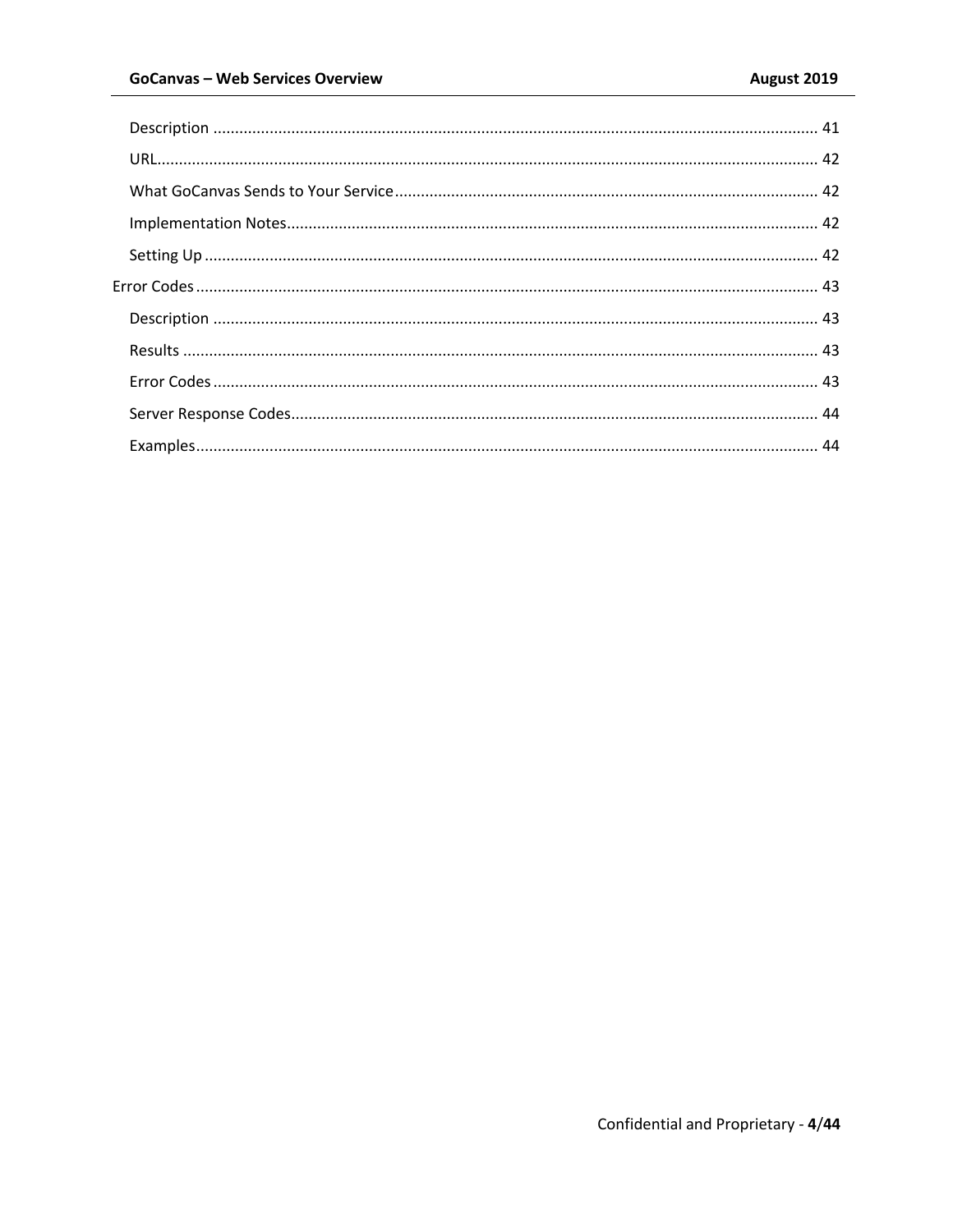Description ........................................................................................................................................ 41

URL..................................................................................................................................................... 42

What GoCanvas Sends to Your Service ................................................................................................ 42

Implementation Notes......................................................................................................................... 42

Setting Up ........................................................................................................................................... 42

Error Codes ............................................................................................................................................ 43

Description ........................................................................................................................................ 43

Results ................................................................................................................................................ 43

Error Codes ......................................................................................................................................... 43

Server Response Codes........................................................................................................................ 44

Examples............................................................................................................................................. 44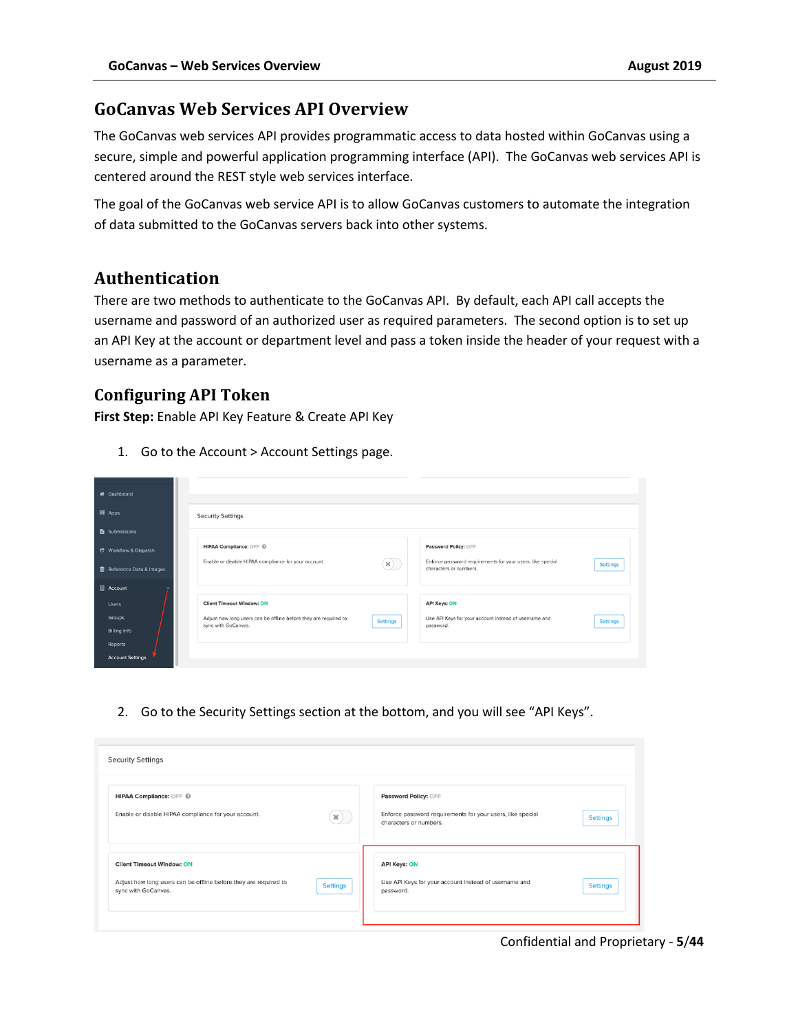# GoCanvas Web Services API Overview

The GoCanvas web services API provides programmatic access to data hosted within GoCanvas using a secure, simple and powerful application programming interface (API). The GoCanvas web services API is centered around the REST style web services interface.

The goal of the GoCanvas web service API is to allow GoCanvas customers to automate the integration of data submitted to the GoCanvas servers back into other systems.

# Authentication

There are two methods to authenticate to the GoCanvas API. By default, each API call accepts the username and password of an authorized user as required parameters. The second option is to set up an API Key at the account or department level and pass a token inside the header of your request with a username as a parameter.

## Configuring API Token

**First Step:** Enable API Key Feature & Create API Key

1. Go to the Account > Account Settings page.

2. Go to the Security Settings section at the bottom, and you will see "API Keys".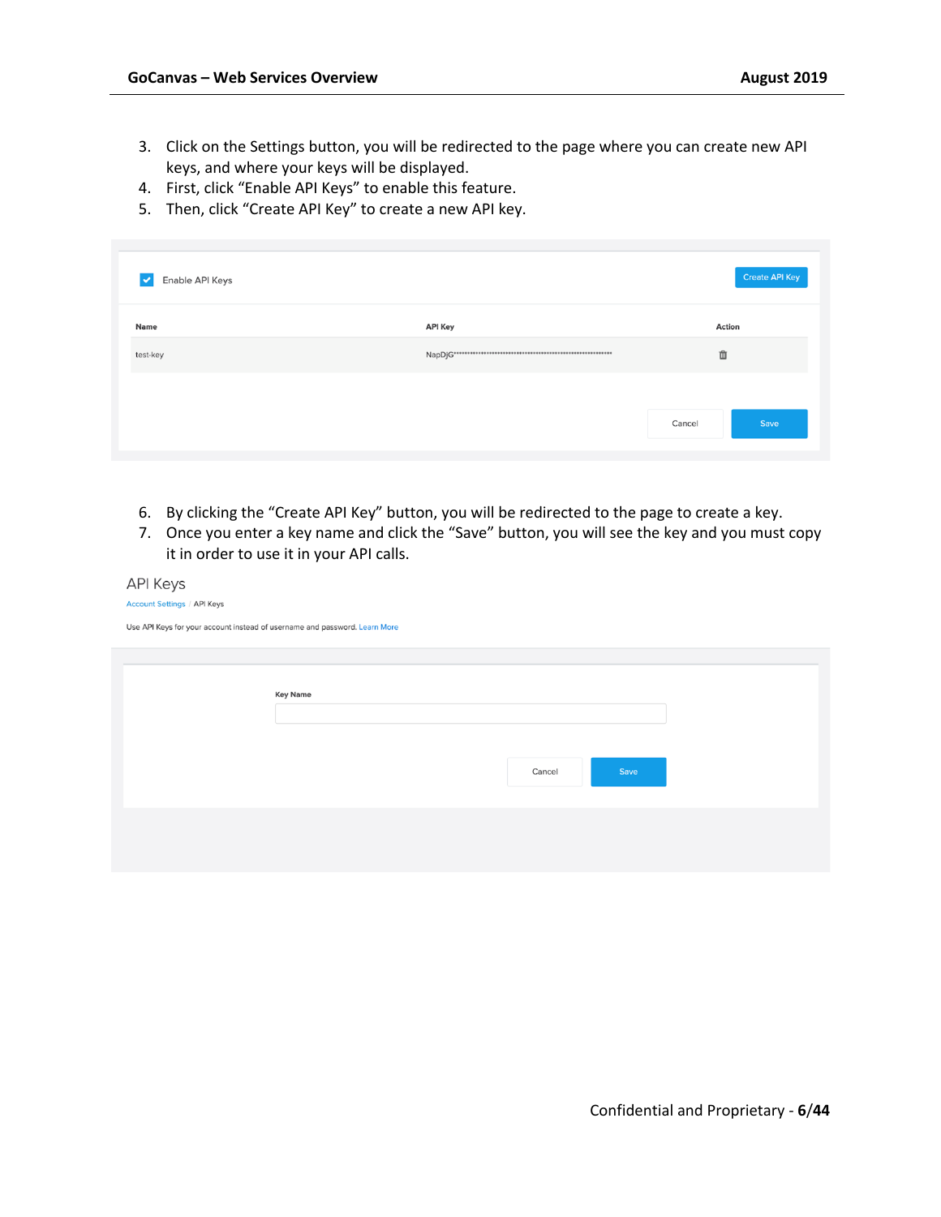3. Click on the Settings button, you will be redirected to the page where you can create new API keys, and where your keys will be displayed.
4. First, click “Enable API Keys” to enable this feature.
5. Then, click “Create API Key” to create a new API key.

Enable API Keys

Create API Key

| Name | API Key | Action |
| --- | --- | --- |
| test-key | NapDjG****************************************************** | |

Cancel Save

6. By clicking the “Create API Key” button, you will be redirected to the page to create a key.
7. Once you enter a key name and click the “Save” button, you will see the key and you must copy it in order to use it in your API calls.

API Keys

Account Settings / API Keys

Use API Keys for your account instead of username and password. Learn More

Key Name

Cancel Save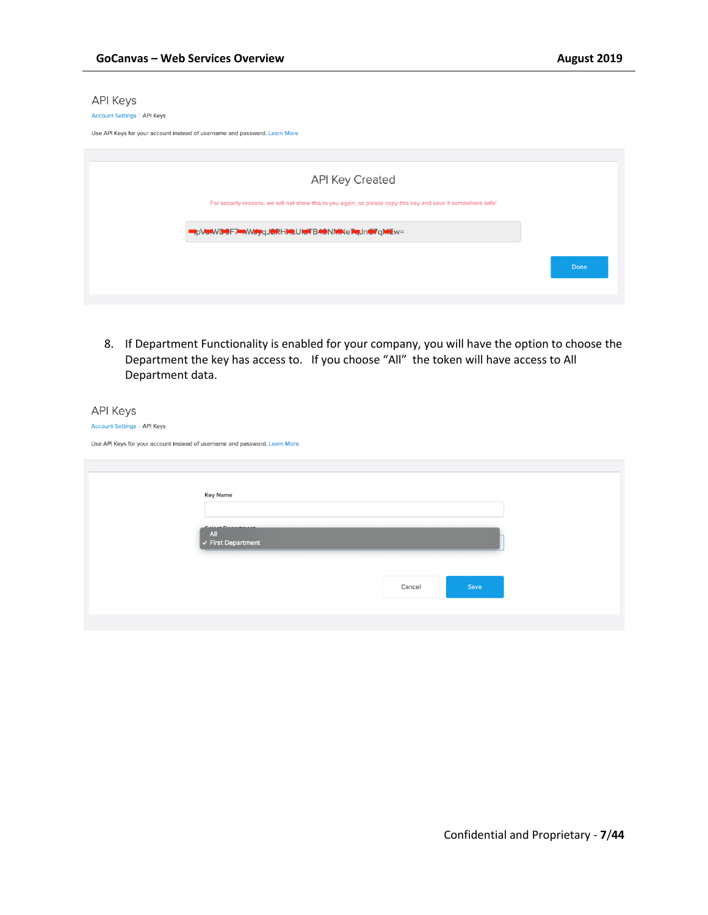API Keys

Account Settings / API Keys

Use API Keys for your account instead of username and password. Learn More

API Key Created

For security reasons, we will not show this to you again, so please copy this key and save it somewhere safe!

Done

8. If Department Functionality is enabled for your company, you will have the option to choose the Department the key has access to. If you choose “All” the token will have access to All Department data.

API Keys

Account Settings / API Keys

Use API Keys for your account instead of username and password. Learn More

Key Name

All

✓ First Department

Cancel

Save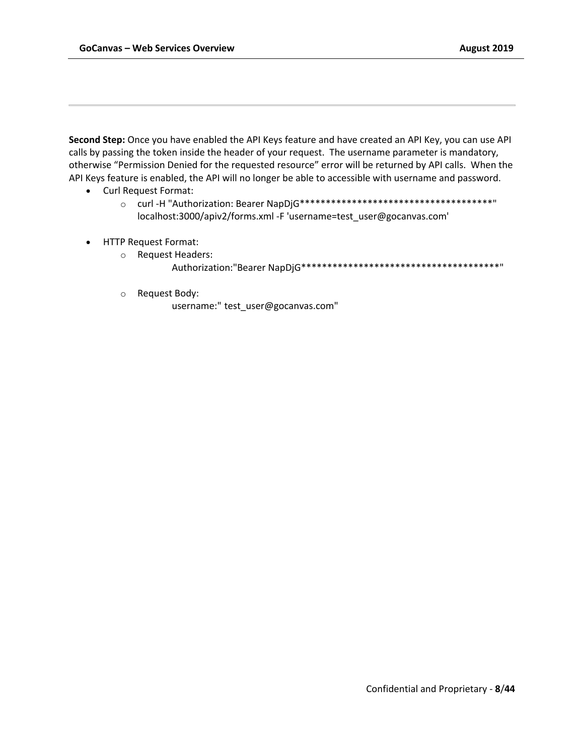**Second Step:** Once you have enabled the API Keys feature and have created an API Key, you can use API calls by passing the token inside the header of your request. The username parameter is mandatory, otherwise "Permission Denied for the requested resource" error will be returned by API calls. When the API Keys feature is enabled, the API will no longer be able to accessible with username and password.

- Curl Request Format:
  - curl -H "Authorization: Bearer NapDjG**************************************" localhost:3000/apiv2/forms.xml -F 'username=test_user@gocanvas.com'

- HTTP Request Format:
  - Request Headers:
    Authorization:"Bearer NapDjG**************************************"

  - Request Body:
    username:" test_user@gocanvas.com"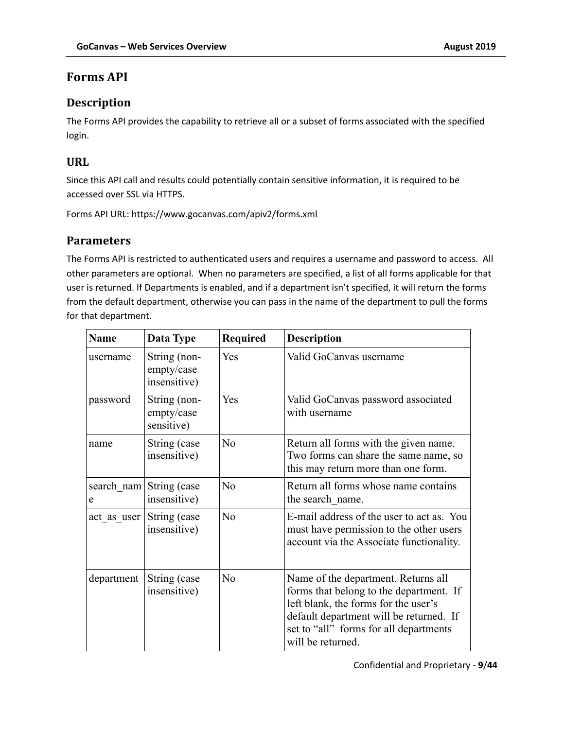# Forms API

## Description

The Forms API provides the capability to retrieve all or a subset of forms associated with the specified login.

## URL

Since this API call and results could potentially contain sensitive information, it is required to be accessed over SSL via HTTPS.

Forms API URL: https://www.gocanvas.com/apiv2/forms.xml

## Parameters

The Forms API is restricted to authenticated users and requires a username and password to access. All other parameters are optional. When no parameters are specified, a list of all forms applicable for that user is returned. If Departments is enabled, and if a department isn't specified, it will return the forms from the default department, otherwise you can pass in the name of the department to pull the forms for that department.

| Name | Data Type | Required | Description |
|---|---|---|---|
| username | String (non-empty/case insensitive) | Yes | Valid GoCanvas username |
| password | String (non-empty/case sensitive) | Yes | Valid GoCanvas password associated with username |
| name | String (case insensitive) | No | Return all forms with the given name. Two forms can share the same name, so this may return more than one form. |
| search_name | String (case insensitive) | No | Return all forms whose name contains the search_name. |
| act_as_user | String (case insensitive) | No | E-mail address of the user to act as. You must have permission to the other users account via the Associate functionality. |
| department | String (case insensitive) | No | Name of the department. Returns all forms that belong to the department. If left blank, the forms for the user's default department will be returned. If set to "all" forms for all departments will be returned. |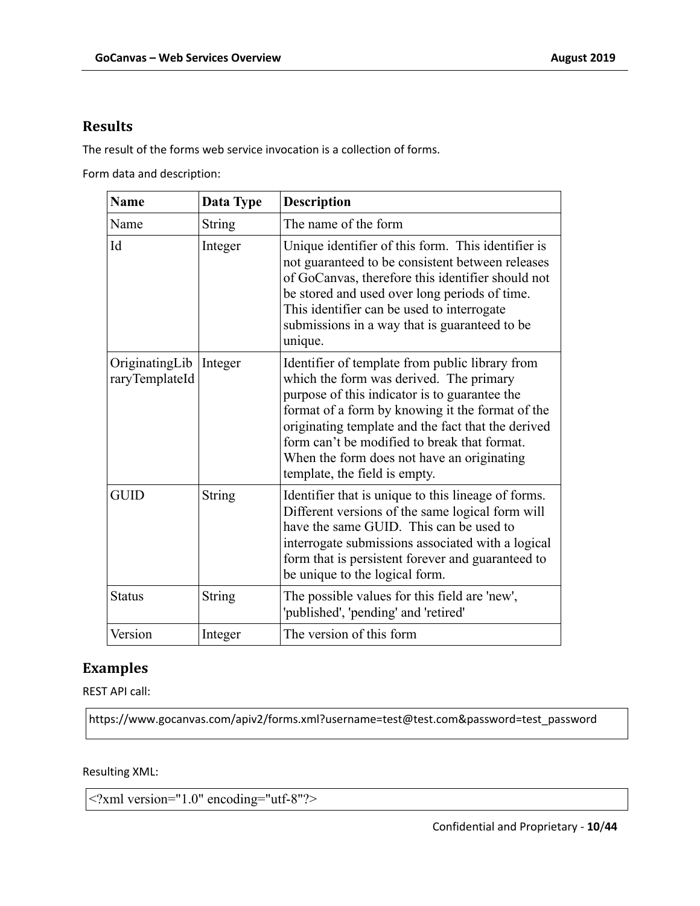## Results

The result of the forms web service invocation is a collection of forms.

Form data and description:

| Name | Data Type | Description |
|---|---|---|
| Name | String | The name of the form |
| Id | Integer | Unique identifier of this form. This identifier is not guaranteed to be consistent between releases of GoCanvas, therefore this identifier should not be stored and used over long periods of time. This identifier can be used to interrogate submissions in a way that is guaranteed to be unique. |
| OriginatingLibraryTemplateId | Integer | Identifier of template from public library from which the form was derived. The primary purpose of this indicator is to guarantee the format of a form by knowing it the format of the originating template and the fact that the derived form can't be modified to break that format. When the form does not have an originating template, the field is empty. |
| GUID | String | Identifier that is unique to this lineage of forms. Different versions of the same logical form will have the same GUID. This can be used to interrogate submissions associated with a logical form that is persistent forever and guaranteed to be unique to the logical form. |
| Status | String | The possible values for this field are 'new', 'published', 'pending' and 'retired' |
| Version | Integer | The version of this form |

## Examples

REST API call:

```
https://www.gocanvas.com/apiv2/forms.xml?username=test@test.com&password=test_password
```

Resulting XML:

```
<?xml version="1.0" encoding="utf-8"?>
```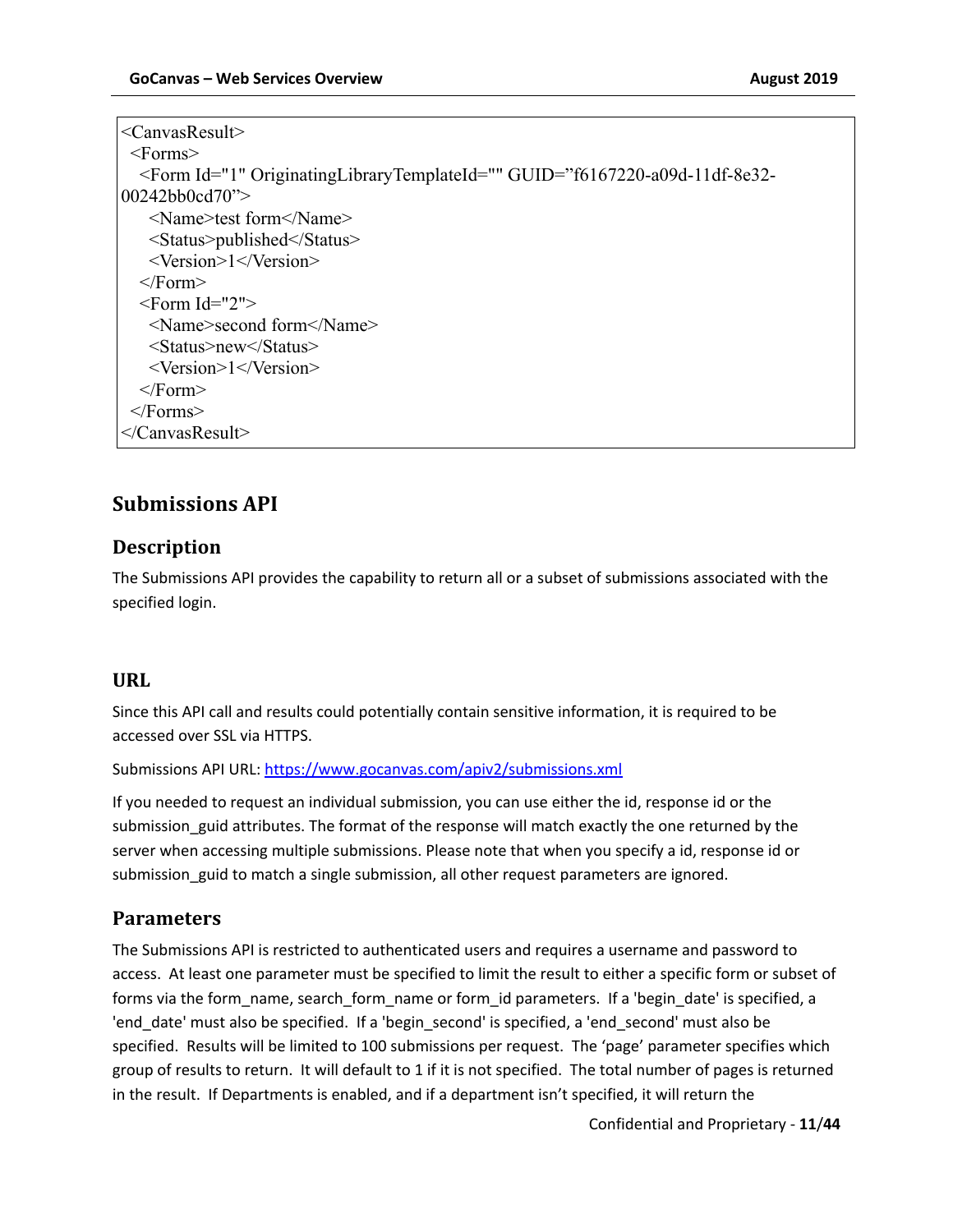```
<CanvasResult>
  <Forms>
    <Form Id="1" OriginatingLibraryTemplateId="" GUID="f6167220-a09d-11df-8e32-00242bb0cd70">
      <Name>test form</Name>
      <Status>published</Status>
      <Version>1</Version>
    </Form>
    <Form Id="2">
      <Name>second form</Name>
      <Status>new</Status>
      <Version>1</Version>
    </Form>
  </Forms>
</CanvasResult>
```

## Submissions API

### Description

The Submissions API provides the capability to return all or a subset of submissions associated with the specified login.

### URL

Since this API call and results could potentially contain sensitive information, it is required to be accessed over SSL via HTTPS.

Submissions API URL: https://www.gocanvas.com/apiv2/submissions.xml

If you needed to request an individual submission, you can use either the id, response id or the submission_guid attributes. The format of the response will match exactly the one returned by the server when accessing multiple submissions. Please note that when you specify a id, response id or submission_guid to match a single submission, all other request parameters are ignored.

### Parameters

The Submissions API is restricted to authenticated users and requires a username and password to access. At least one parameter must be specified to limit the result to either a specific form or subset of forms via the form_name, search_form_name or form_id parameters. If a 'begin_date' is specified, a 'end_date' must also be specified. If a 'begin_second' is specified, a 'end_second' must also be specified. Results will be limited to 100 submissions per request. The 'page' parameter specifies which group of results to return. It will default to 1 if it is not specified. The total number of pages is returned in the result. If Departments is enabled, and if a department isn't specified, it will return the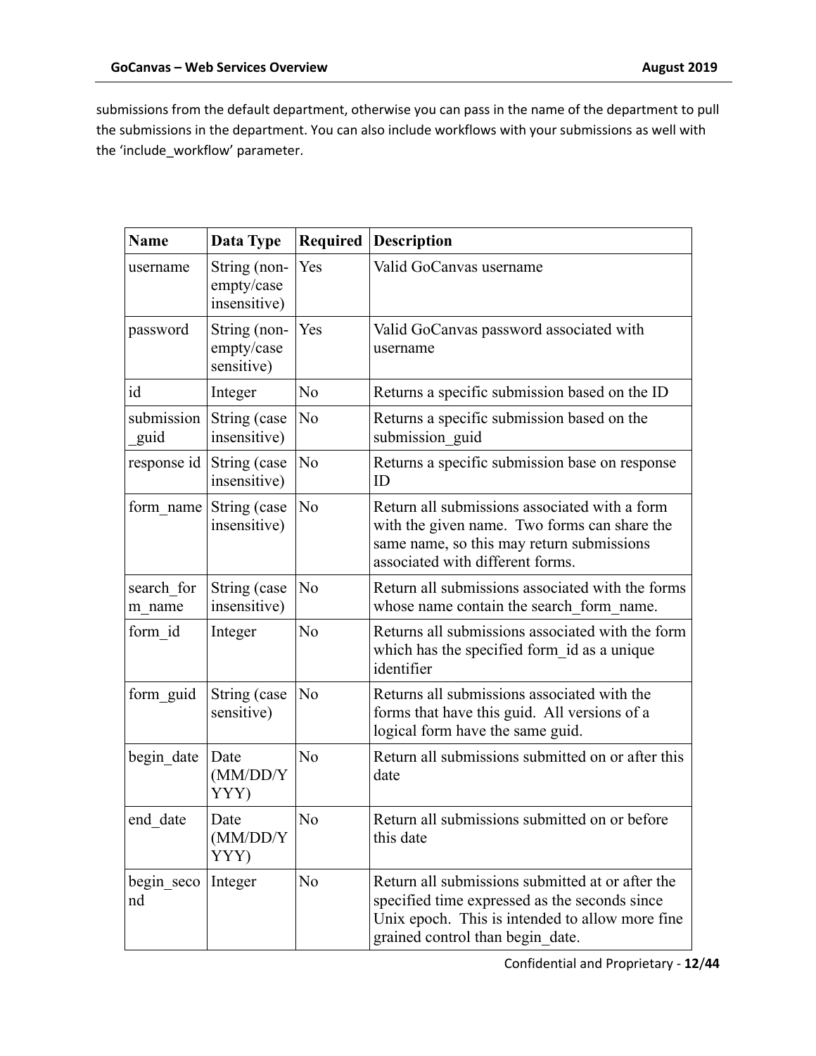submissions from the default department, otherwise you can pass in the name of the department to pull the submissions in the department. You can also include workflows with your submissions as well with the 'include_workflow' parameter.

| Name | Data Type | Required | Description |
|---|---|---|---|
| username | String (non-empty/case insensitive) | Yes | Valid GoCanvas username |
| password | String (non-empty/case sensitive) | Yes | Valid GoCanvas password associated with username |
| id | Integer | No | Returns a specific submission based on the ID |
| submission_guid | String (case insensitive) | No | Returns a specific submission based on the submission_guid |
| response id | String (case insensitive) | No | Returns a specific submission base on response ID |
| form_name | String (case insensitive) | No | Return all submissions associated with a form with the given name. Two forms can share the same name, so this may return submissions associated with different forms. |
| search_form_name | String (case insensitive) | No | Return all submissions associated with the forms whose name contain the search_form_name. |
| form_id | Integer | No | Returns all submissions associated with the form which has the specified form_id as a unique identifier |
| form_guid | String (case sensitive) | No | Returns all submissions associated with the forms that have this guid. All versions of a logical form have the same guid. |
| begin_date | Date (MM/DD/YYYY) | No | Return all submissions submitted on or after this date |
| end_date | Date (MM/DD/YYYY) | No | Return all submissions submitted on or before this date |
| begin_second | Integer | No | Return all submissions submitted at or after the specified time expressed as the seconds since Unix epoch. This is intended to allow more fine grained control than begin_date. |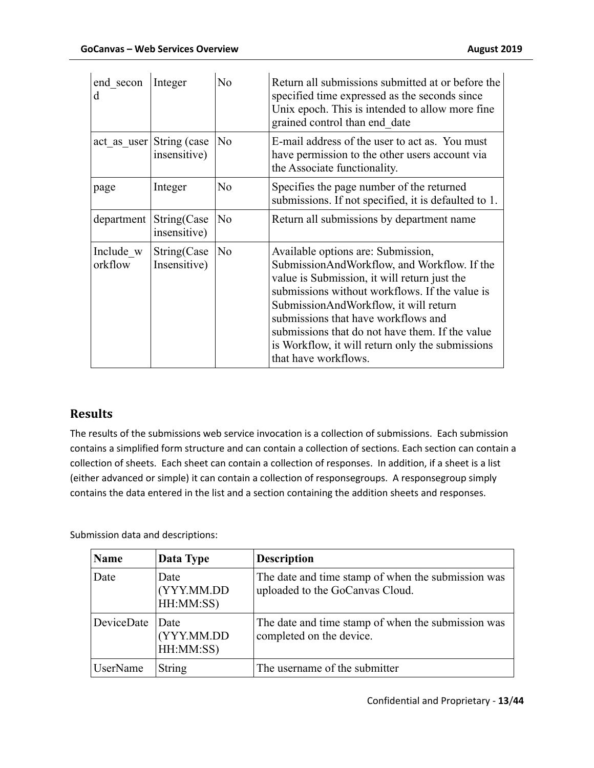| end_second | Integer | No | Return all submissions submitted at or before the specified time expressed as the seconds since Unix epoch. This is intended to allow more fine grained control than end_date |
|---|---|---|---|
| act_as_user | String (case insensitive) | No | E-mail address of the user to act as. You must have permission to the other users account via the Associate functionality. |
| page | Integer | No | Specifies the page number of the returned submissions. If not specified, it is defaulted to 1. |
| department | String(Case insensitive) | No | Return all submissions by department name |
| Include_workflow | String(Case Insensitive) | No | Available options are: Submission, SubmissionAndWorkflow, and Workflow. If the value is Submission, it will return just the submissions without workflows. If the value is SubmissionAndWorkflow, it will return submissions that have workflows and submissions that do not have them. If the value is Workflow, it will return only the submissions that have workflows. |

## Results

The results of the submissions web service invocation is a collection of submissions. Each submission contains a simplified form structure and can contain a collection of sections. Each section can contain a collection of sheets. Each sheet can contain a collection of responses. In addition, if a sheet is a list (either advanced or simple) it can contain a collection of responsegroups. A responsegroup simply contains the data entered in the list and a section containing the addition sheets and responses.

Submission data and descriptions:

| Name | Data Type | Description |
|---|---|---|
| Date | Date (YYY.MM.DD HH:MM:SS) | The date and time stamp of when the submission was uploaded to the GoCanvas Cloud. |
| DeviceDate | Date (YYY.MM.DD HH:MM:SS) | The date and time stamp of when the submission was completed on the device. |
| UserName | String | The username of the submitter |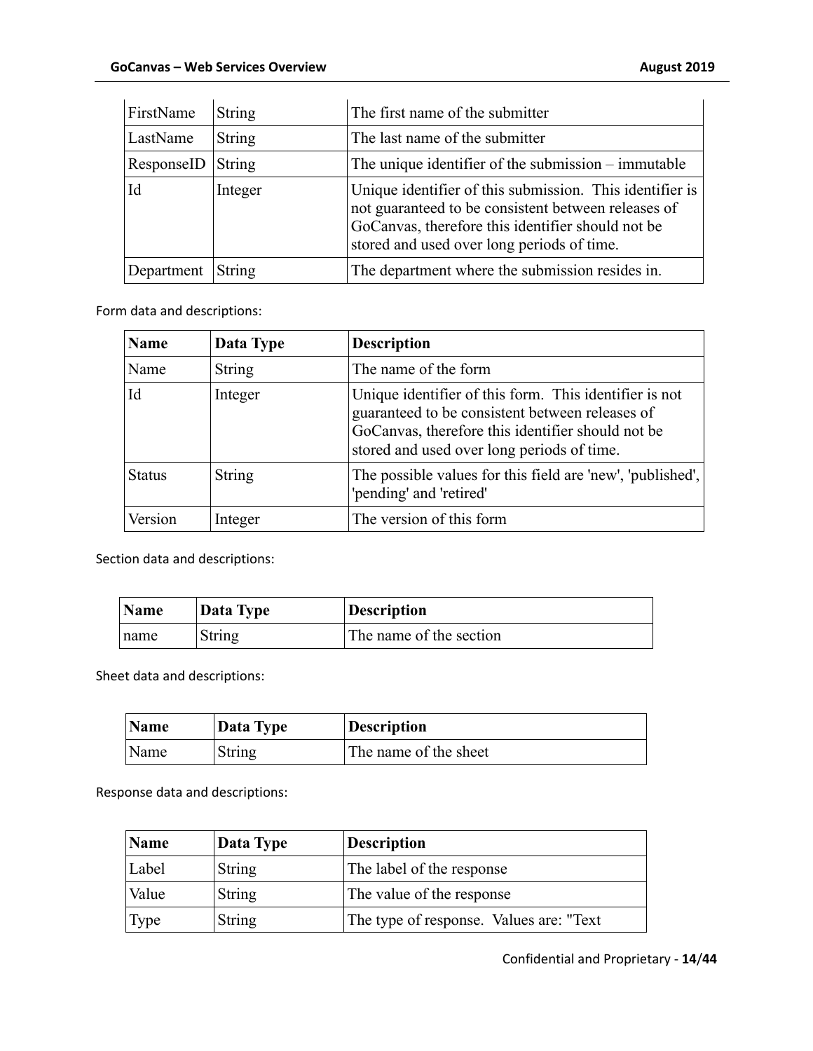| | | |
|---|---|---|
| FirstName | String | The first name of the submitter |
| LastName | String | The last name of the submitter |
| ResponseID | String | The unique identifier of the submission – immutable |
| Id | Integer | Unique identifier of this submission. This identifier is not guaranteed to be consistent between releases of GoCanvas, therefore this identifier should not be stored and used over long periods of time. |
| Department | String | The department where the submission resides in. |

Form data and descriptions:

| Name | Data Type | Description |
|---|---|---|
| Name | String | The name of the form |
| Id | Integer | Unique identifier of this form. This identifier is not guaranteed to be consistent between releases of GoCanvas, therefore this identifier should not be stored and used over long periods of time. |
| Status | String | The possible values for this field are 'new', 'published', 'pending' and 'retired' |
| Version | Integer | The version of this form |

Section data and descriptions:

| Name | Data Type | Description |
|---|---|---|
| name | String | The name of the section |

Sheet data and descriptions:

| Name | Data Type | Description |
|---|---|---|
| Name | String | The name of the sheet |

Response data and descriptions:

| Name | Data Type | Description |
|---|---|---|
| Label | String | The label of the response |
| Value | String | The value of the response |
| Type | String | The type of response. Values are: "Text |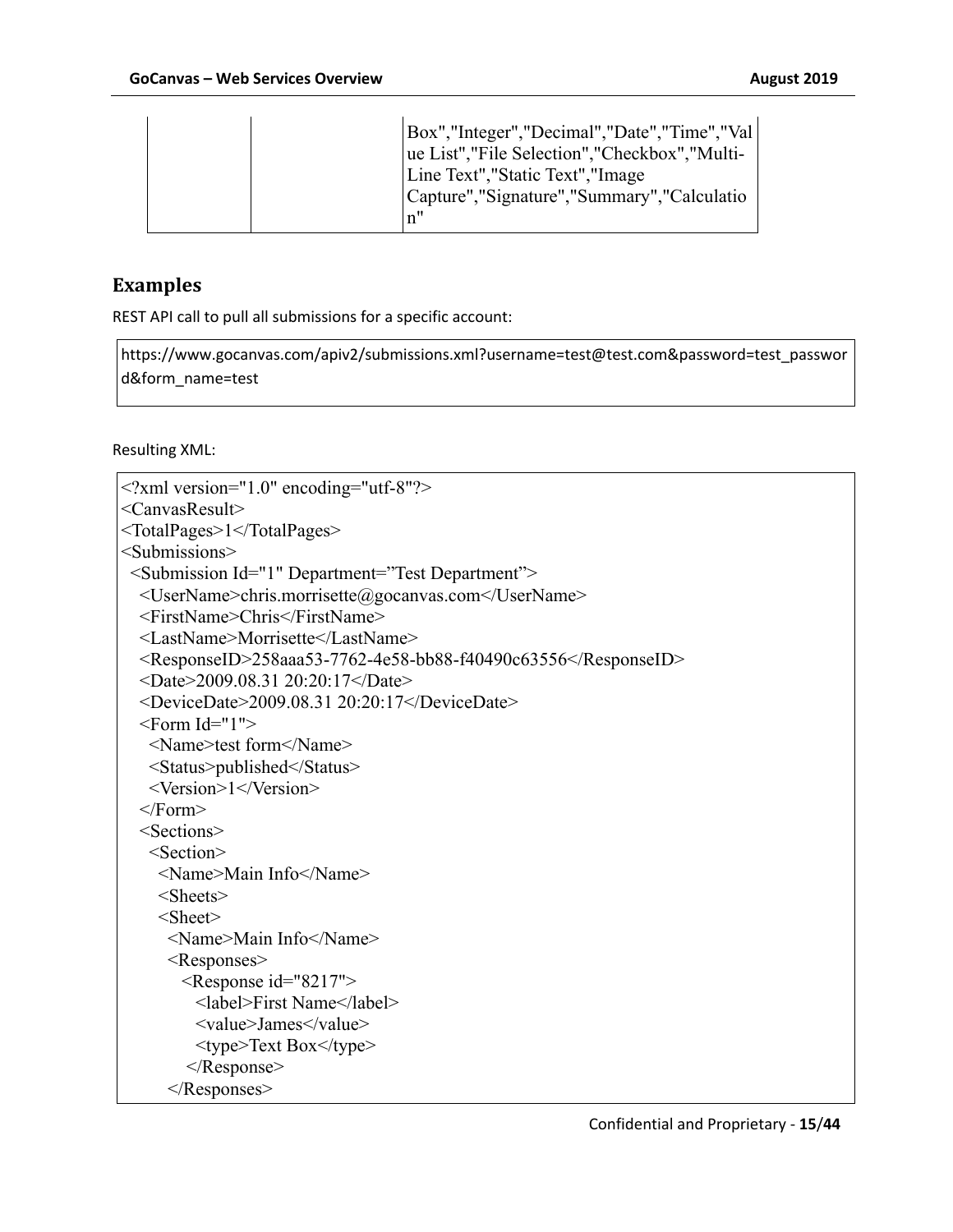| | | Box","Integer","Decimal","Date","Time","Value List","File Selection","Checkbox","Multi-Line Text","Static Text","Image Capture","Signature","Summary","Calculation" |
|---|---|---|

## Examples

REST API call to pull all submissions for a specific account:

```
https://www.gocanvas.com/apiv2/submissions.xml?username=test@test.com&password=test_password&form_name=test
```

Resulting XML:

```
<?xml version="1.0" encoding="utf-8"?>
<CanvasResult>
<TotalPages>1</TotalPages>
<Submissions>
 <Submission Id="1" Department="Test Department">
  <UserName>chris.morrisette@gocanvas.com</UserName>
  <FirstName>Chris</FirstName>
  <LastName>Morrisette</LastName>
  <ResponseID>258aaa53-7762-4e58-bb88-f40490c63556</ResponseID>
  <Date>2009.08.31 20:20:17</Date>
  <DeviceDate>2009.08.31 20:20:17</DeviceDate>
  <Form Id="1">
    <Name>test form</Name>
    <Status>published</Status>
    <Version>1</Version>
  </Form>
  <Sections>
   <Section>
    <Name>Main Info</Name>
    <Sheets>
    <Sheet>
     <Name>Main Info</Name>
     <Responses>
       <Response id="8217">
         <label>First Name</label>
         <value>James</value>
         <type>Text Box</type>
       </Response>
     </Responses>
```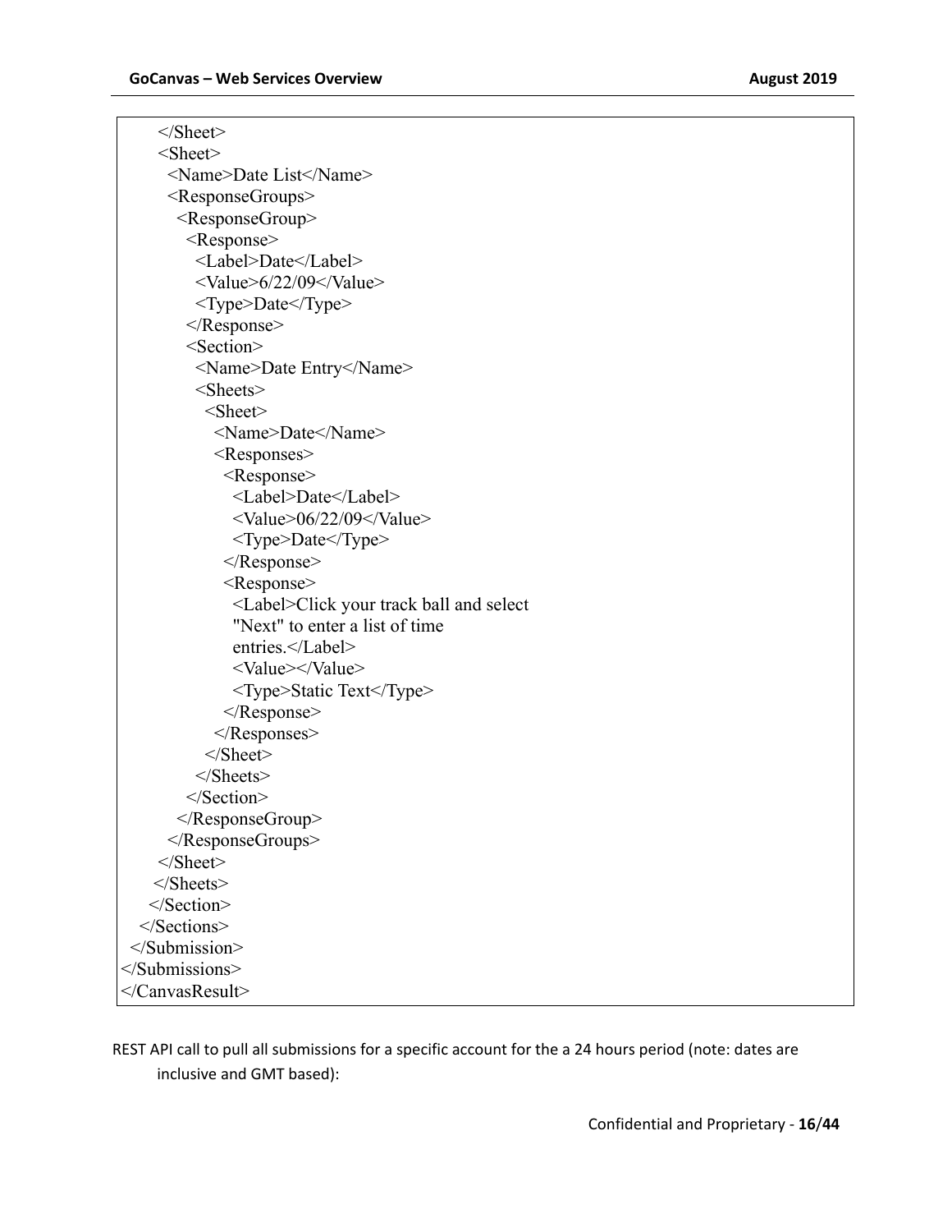```
      </Sheet>
      <Sheet>
        <Name>Date List</Name>
        <ResponseGroups>
          <ResponseGroup>
            <Response>
              <Label>Date</Label>
              <Value>6/22/09</Value>
              <Type>Date</Type>
            </Response>
            <Section>
              <Name>Date Entry</Name>
              <Sheets>
                <Sheet>
                  <Name>Date</Name>
                  <Responses>
                    <Response>
                      <Label>Date</Label>
                      <Value>06/22/09</Value>
                      <Type>Date</Type>
                    </Response>
                    <Response>
                      <Label>Click your track ball and select
                      "Next" to enter a list of time
                      entries.</Label>
                      <Value></Value>
                      <Type>Static Text</Type>
                    </Response>
                  </Responses>
                </Sheet>
              </Sheets>
            </Section>
          </ResponseGroup>
        </ResponseGroups>
      </Sheet>
    </Sheets>
   </Section>
  </Sections>
 </Submission>
</Submissions>
</CanvasResult>
```

REST API call to pull all submissions for a specific account for the a 24 hours period (note: dates are inclusive and GMT based):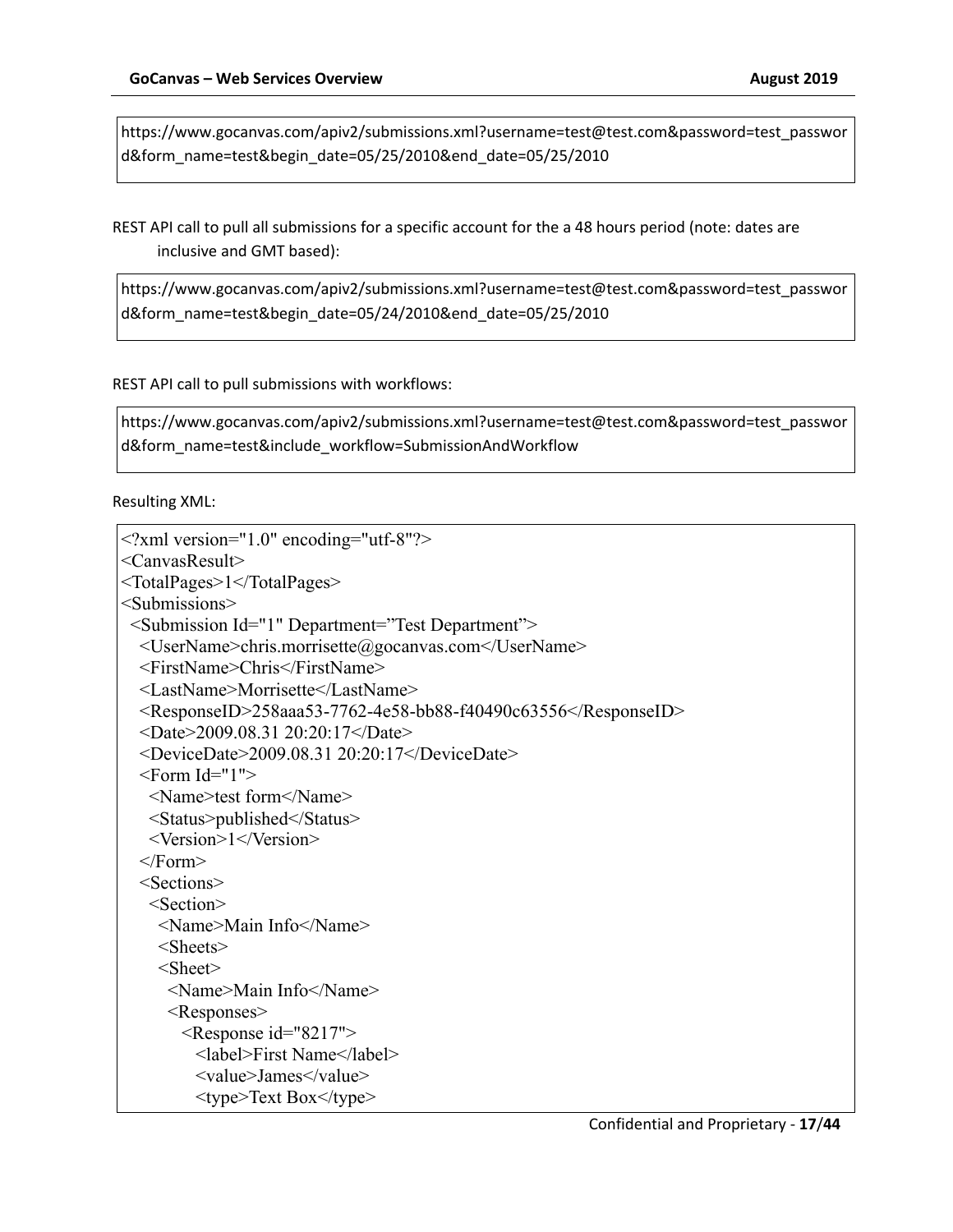```
https://www.gocanvas.com/apiv2/submissions.xml?username=test@test.com&password=test_password&form_name=test&begin_date=05/25/2010&end_date=05/25/2010
```

REST API call to pull all submissions for a specific account for the a 48 hours period (note: dates are inclusive and GMT based):

```
https://www.gocanvas.com/apiv2/submissions.xml?username=test@test.com&password=test_password&form_name=test&begin_date=05/24/2010&end_date=05/25/2010
```

REST API call to pull submissions with workflows:

```
https://www.gocanvas.com/apiv2/submissions.xml?username=test@test.com&password=test_password&form_name=test&include_workflow=SubmissionAndWorkflow
```

Resulting XML:

```
<?xml version="1.0" encoding="utf-8"?>
<CanvasResult>
<TotalPages>1</TotalPages>
<Submissions>
  <Submission Id="1" Department="Test Department">
    <UserName>chris.morrisette@gocanvas.com</UserName>
    <FirstName>Chris</FirstName>
    <LastName>Morrisette</LastName>
    <ResponseID>258aaa53-7762-4e58-bb88-f40490c63556</ResponseID>
    <Date>2009.08.31 20:20:17</Date>
    <DeviceDate>2009.08.31 20:20:17</DeviceDate>
    <Form Id="1">
      <Name>test form</Name>
      <Status>published</Status>
      <Version>1</Version>
    </Form>
    <Sections>
      <Section>
        <Name>Main Info</Name>
        <Sheets>
        <Sheet>
          <Name>Main Info</Name>
          <Responses>
            <Response id="8217">
              <label>First Name</label>
              <value>James</value>
              <type>Text Box</type>
```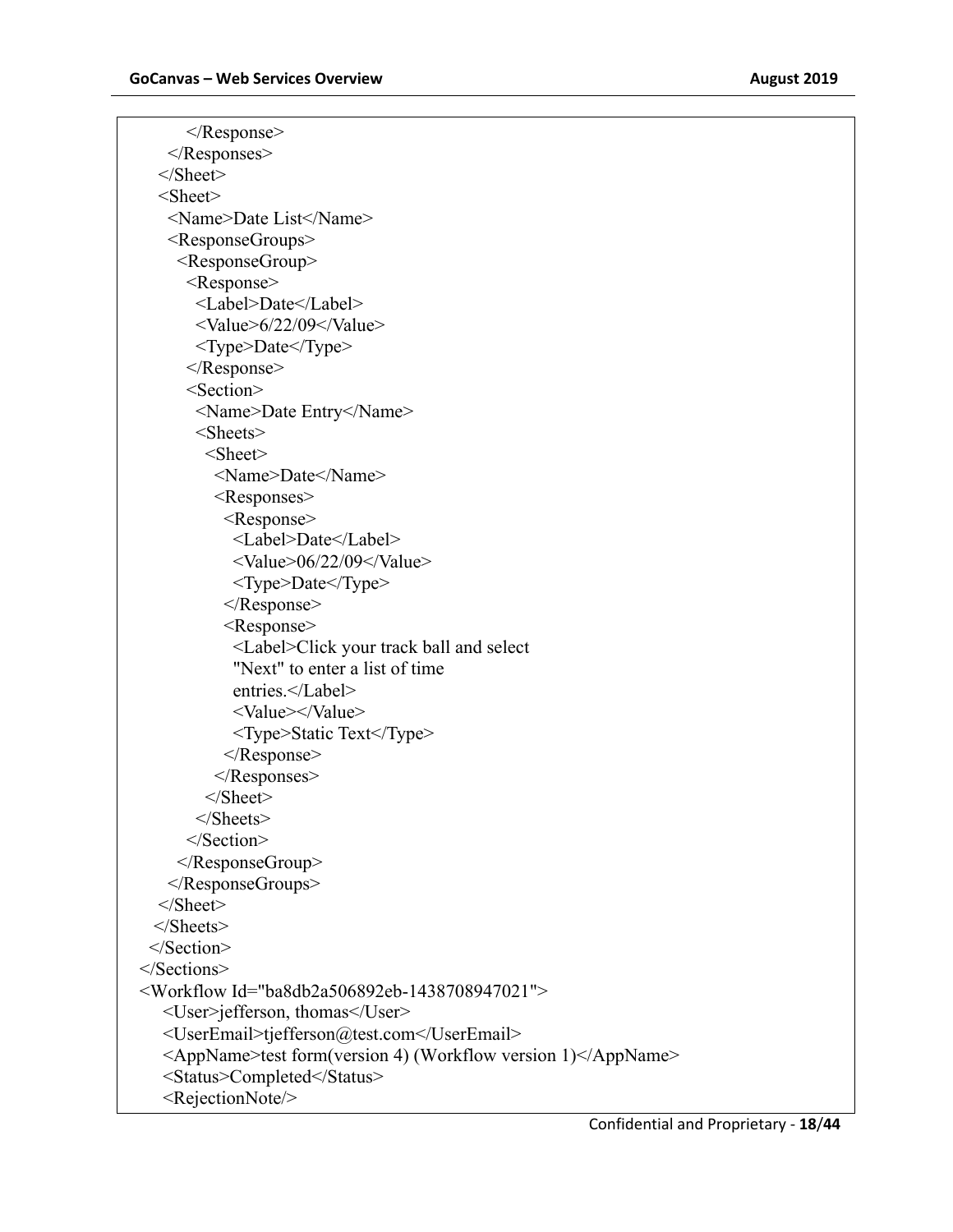```
        </Response>
      </Responses>
    </Sheet>
    <Sheet>
      <Name>Date List</Name>
      <ResponseGroups>
        <ResponseGroup>
          <Response>
            <Label>Date</Label>
            <Value>6/22/09</Value>
            <Type>Date</Type>
          </Response>
          <Section>
            <Name>Date Entry</Name>
            <Sheets>
              <Sheet>
                <Name>Date</Name>
                <Responses>
                  <Response>
                    <Label>Date</Label>
                    <Value>06/22/09</Value>
                    <Type>Date</Type>
                  </Response>
                  <Response>
                    <Label>Click your track ball and select
                    "Next" to enter a list of time
                    entries.</Label>
                    <Value></Value>
                    <Type>Static Text</Type>
                  </Response>
                </Responses>
              </Sheet>
            </Sheets>
          </Section>
        </ResponseGroup>
      </ResponseGroups>
    </Sheet>
  </Sheets>
 </Section>
</Sections>
<Workflow Id="ba8db2a506892eb-1438708947021">
    <User>jefferson, thomas</User>
    <UserEmail>tjefferson@test.com</UserEmail>
    <AppName>test form(version 4) (Workflow version 1)</AppName>
    <Status>Completed</Status>
    <RejectionNote/>
```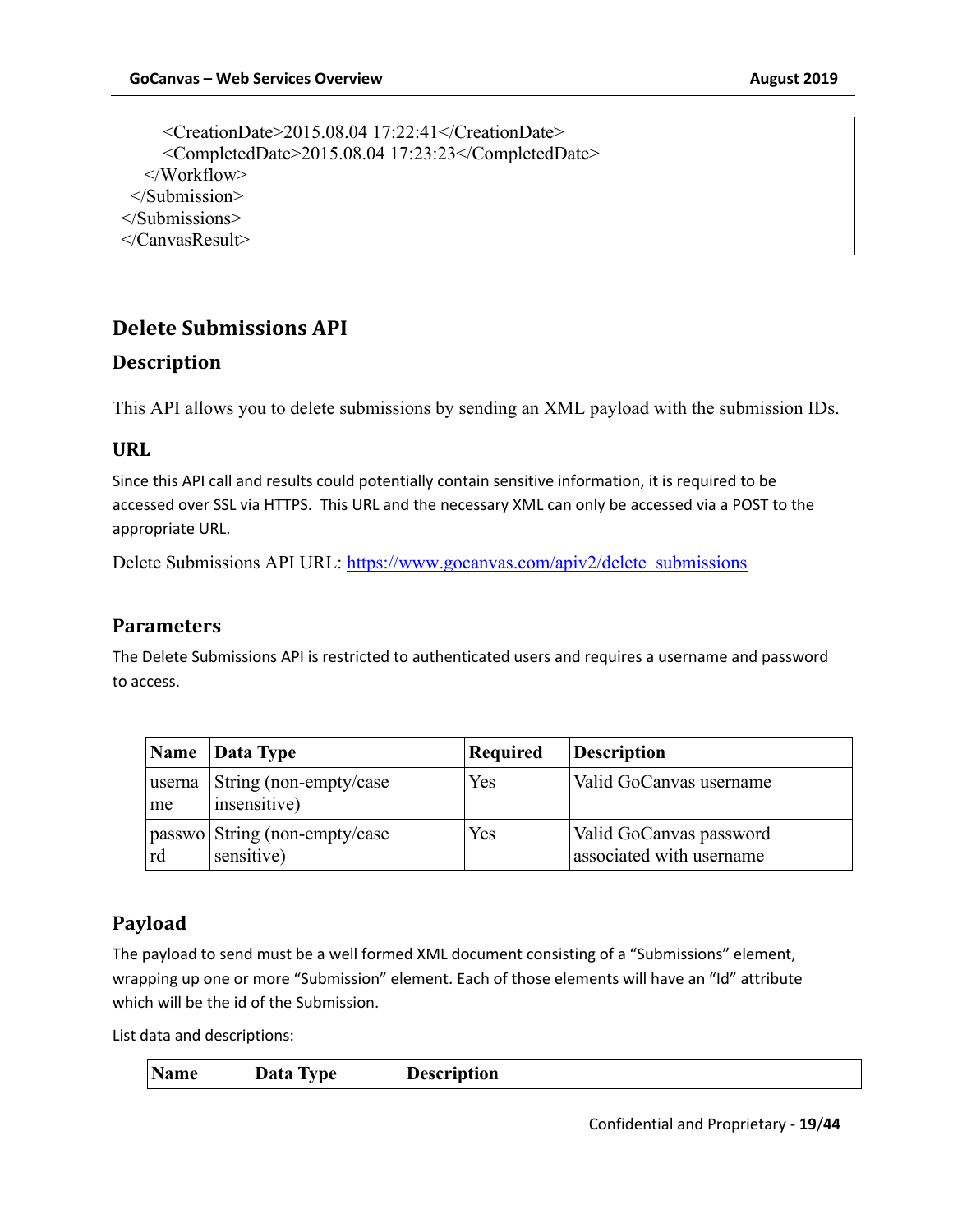```
      <CreationDate>2015.08.04 17:22:41</CreationDate>
      <CompletedDate>2015.08.04 17:23:23</CompletedDate>
    </Workflow>
  </Submission>
</Submissions>
</CanvasResult>
```

## Delete Submissions API

### Description

This API allows you to delete submissions by sending an XML payload with the submission IDs.

### URL

Since this API call and results could potentially contain sensitive information, it is required to be accessed over SSL via HTTPS. This URL and the necessary XML can only be accessed via a POST to the appropriate URL.

Delete Submissions API URL: https://www.gocanvas.com/apiv2/delete_submissions

### Parameters

The Delete Submissions API is restricted to authenticated users and requires a username and password to access.

| Name | Data Type | Required | Description |
|---|---|---|---|
| username | String (non-empty/case insensitive) | Yes | Valid GoCanvas username |
| password | String (non-empty/case sensitive) | Yes | Valid GoCanvas password associated with username |

### Payload

The payload to send must be a well formed XML document consisting of a "Submissions" element, wrapping up one or more "Submission" element. Each of those elements will have an "Id" attribute which will be the id of the Submission.

List data and descriptions:

| Name | Data Type | Description |
|---|---|---|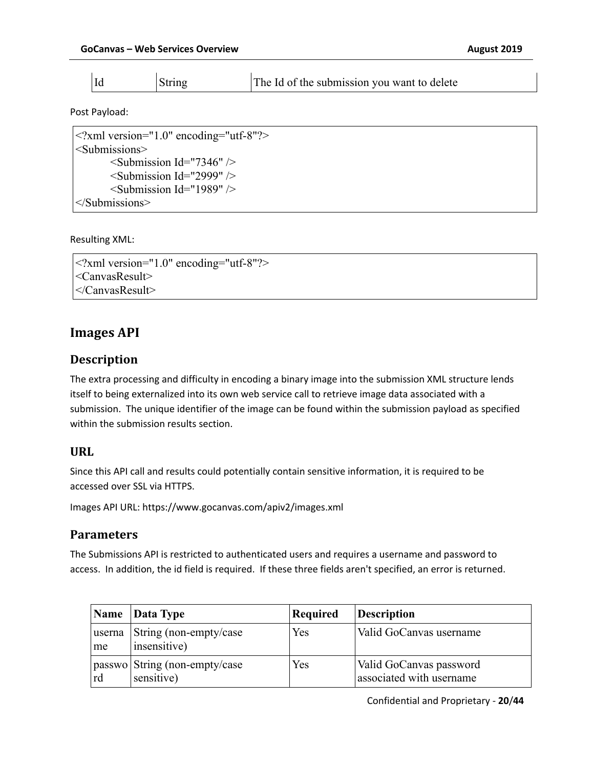| Id | String | The Id of the submission you want to delete |
|---|---|---|

Post Payload:

```
<?xml version="1.0" encoding="utf-8"?>
<Submissions>
        <Submission Id="7346" />
        <Submission Id="2999" />
        <Submission Id="1989" />
</Submissions>
```

Resulting XML:

```
<?xml version="1.0" encoding="utf-8"?>
<CanvasResult>
</CanvasResult>
```

## Images API

### Description

The extra processing and difficulty in encoding a binary image into the submission XML structure lends itself to being externalized into its own web service call to retrieve image data associated with a submission. The unique identifier of the image can be found within the submission payload as specified within the submission results section.

### URL

Since this API call and results could potentially contain sensitive information, it is required to be accessed over SSL via HTTPS.

Images API URL: https://www.gocanvas.com/apiv2/images.xml

### Parameters

The Submissions API is restricted to authenticated users and requires a username and password to access. In addition, the id field is required. If these three fields aren't specified, an error is returned.

| Name | Data Type | Required | Description |
|---|---|---|---|
| username | String (non-empty/case insensitive) | Yes | Valid GoCanvas username |
| password | String (non-empty/case sensitive) | Yes | Valid GoCanvas password associated with username |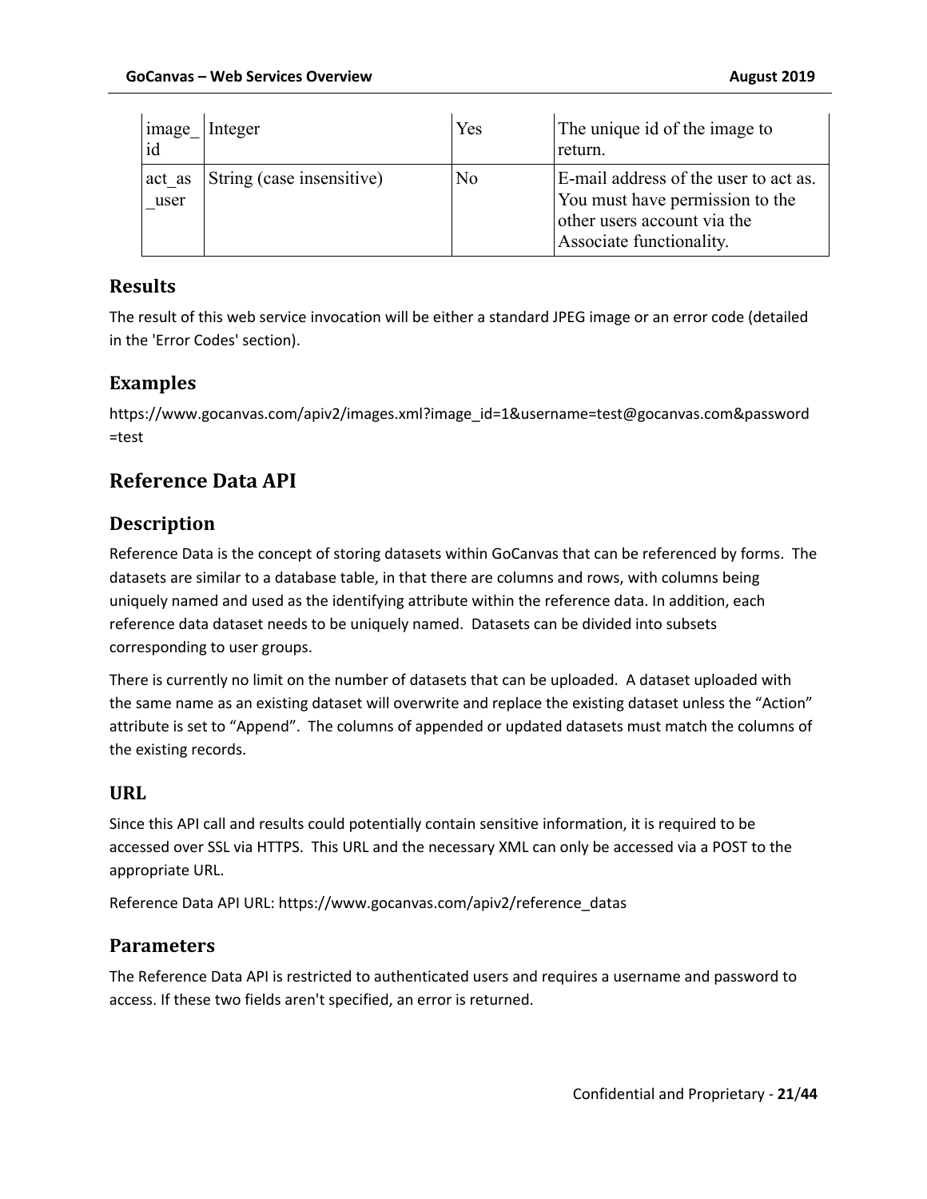| image_id | Integer | Yes | The unique id of the image to return. |
|---|---|---|---|
| act_as_user | String (case insensitive) | No | E-mail address of the user to act as. You must have permission to the other users account via the Associate functionality. |

### Results

The result of this web service invocation will be either a standard JPEG image or an error code (detailed in the 'Error Codes' section).

### Examples

https://www.gocanvas.com/apiv2/images.xml?image_id=1&username=test@gocanvas.com&password=test

## Reference Data API

### Description

Reference Data is the concept of storing datasets within GoCanvas that can be referenced by forms. The datasets are similar to a database table, in that there are columns and rows, with columns being uniquely named and used as the identifying attribute within the reference data. In addition, each reference data dataset needs to be uniquely named. Datasets can be divided into subsets corresponding to user groups.

There is currently no limit on the number of datasets that can be uploaded. A dataset uploaded with the same name as an existing dataset will overwrite and replace the existing dataset unless the "Action" attribute is set to "Append". The columns of appended or updated datasets must match the columns of the existing records.

### URL

Since this API call and results could potentially contain sensitive information, it is required to be accessed over SSL via HTTPS. This URL and the necessary XML can only be accessed via a POST to the appropriate URL.

Reference Data API URL: https://www.gocanvas.com/apiv2/reference_datas

### Parameters

The Reference Data API is restricted to authenticated users and requires a username and password to access. If these two fields aren't specified, an error is returned.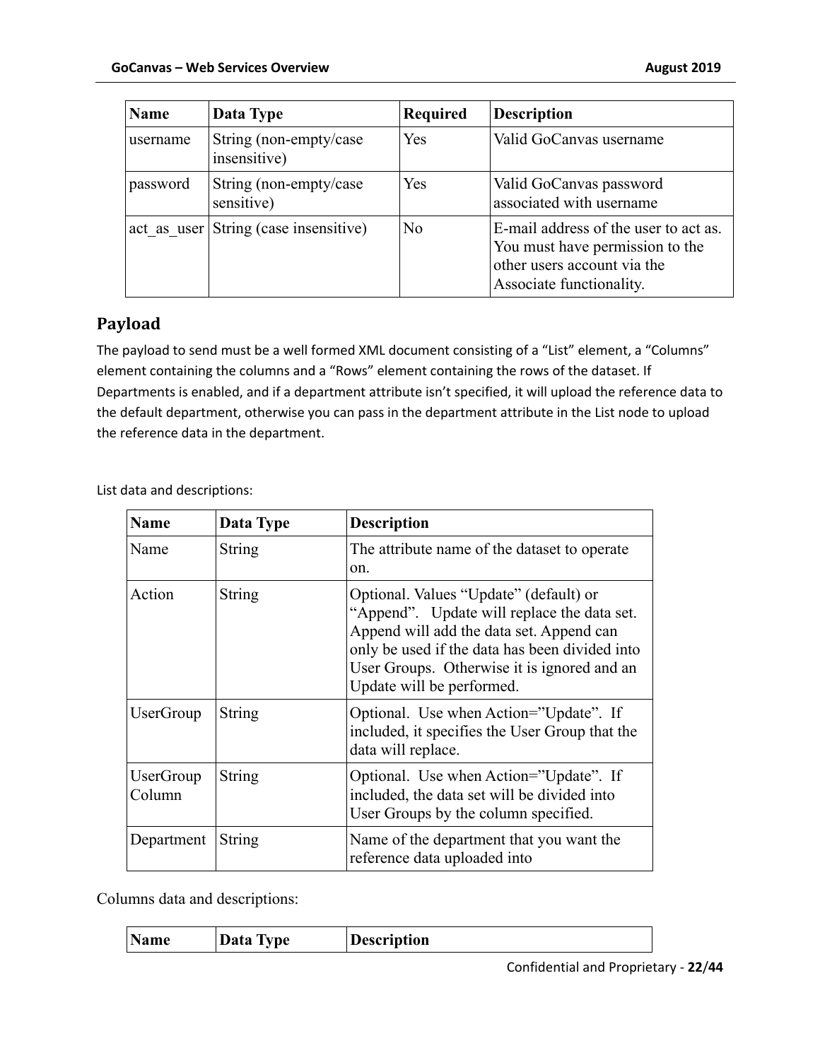| Name | Data Type | Required | Description |
| --- | --- | --- | --- |
| username | String (non-empty/case insensitive) | Yes | Valid GoCanvas username |
| password | String (non-empty/case sensitive) | Yes | Valid GoCanvas password associated with username |
| act_as_user | String (case insensitive) | No | E-mail address of the user to act as. You must have permission to the other users account via the Associate functionality. |

## Payload

The payload to send must be a well formed XML document consisting of a “List” element, a “Columns” element containing the columns and a “Rows” element containing the rows of the dataset. If Departments is enabled, and if a department attribute isn’t specified, it will upload the reference data to the default department, otherwise you can pass in the department attribute in the List node to upload the reference data in the department.

List data and descriptions:

| Name | Data Type | Description |
| --- | --- | --- |
| Name | String | The attribute name of the dataset to operate on. |
| Action | String | Optional. Values “Update” (default) or “Append”. Update will replace the data set. Append will add the data set. Append can only be used if the data has been divided into User Groups. Otherwise it is ignored and an Update will be performed. |
| UserGroup | String | Optional. Use when Action=”Update”. If included, it specifies the User Group that the data will replace. |
| UserGroup Column | String | Optional. Use when Action=”Update”. If included, the data set will be divided into User Groups by the column specified. |
| Department | String | Name of the department that you want the reference data uploaded into |

Columns data and descriptions:

| Name | Data Type | Description |
| --- | --- | --- |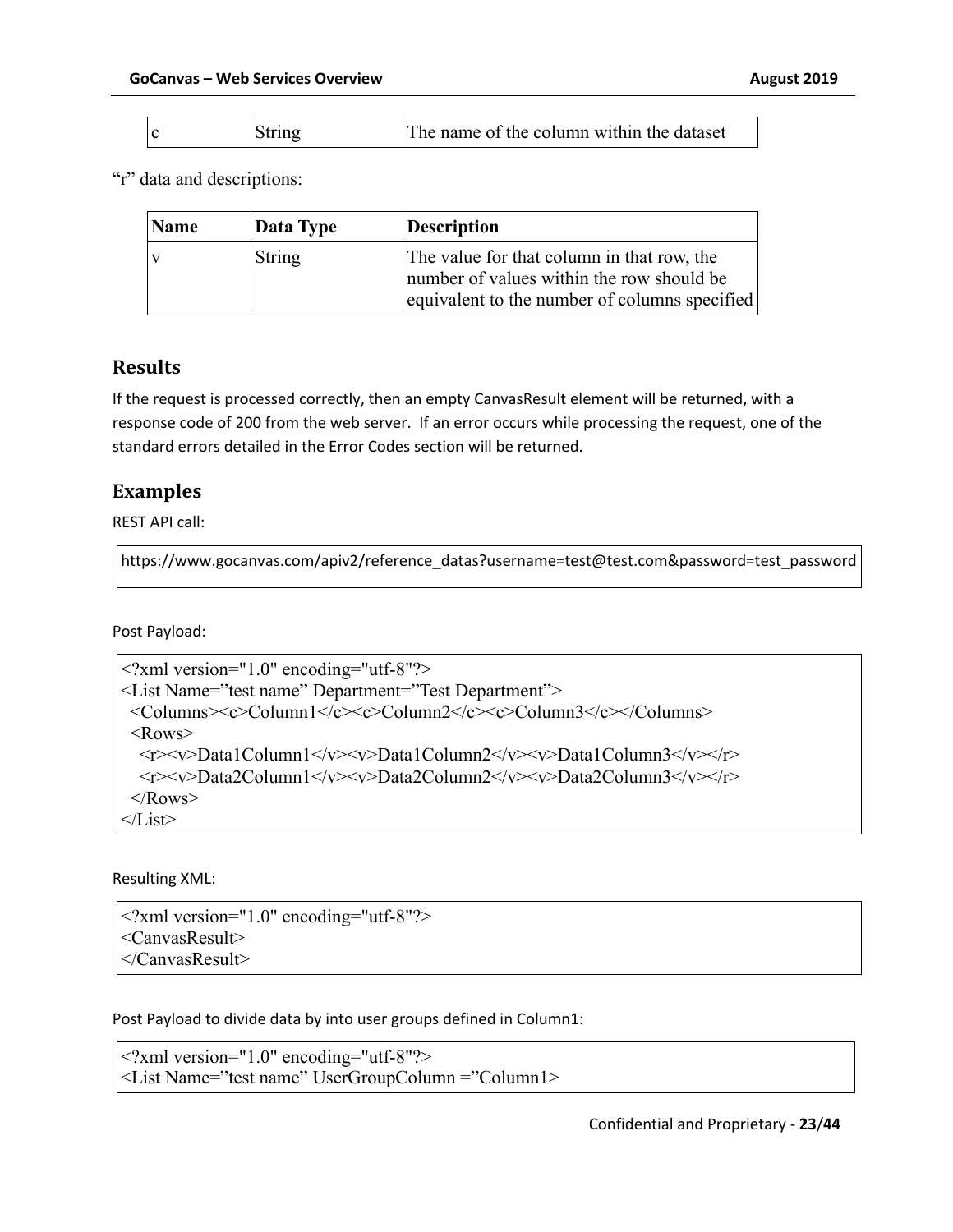| c | String | The name of the column within the dataset |
|---|---|---|

“r” data and descriptions:

| Name | Data Type | Description |
|---|---|---|
| v | String | The value for that column in that row, the number of values within the row should be equivalent to the number of columns specified |

## Results

If the request is processed correctly, then an empty CanvasResult element will be returned, with a response code of 200 from the web server. If an error occurs while processing the request, one of the standard errors detailed in the Error Codes section will be returned.

## Examples

REST API call:

```
https://www.gocanvas.com/apiv2/reference_datas?username=test@test.com&password=test_password
```

Post Payload:

```
<?xml version="1.0" encoding="utf-8"?>
<List Name=”test name” Department=”Test Department”>
  <Columns><c>Column1</c><c>Column2</c><c>Column3</c></Columns>
  <Rows>
    <r><v>Data1Column1</v><v>Data1Column2</v><v>Data1Column3</v></r>
    <r><v>Data2Column1</v><v>Data2Column2</v><v>Data2Column3</v></r>
  </Rows>
</List>
```

Resulting XML:

```
<?xml version="1.0" encoding="utf-8"?>
<CanvasResult>
</CanvasResult>
```

Post Payload to divide data by into user groups defined in Column1:

```
<?xml version="1.0" encoding="utf-8"?>
<List Name=”test name” UserGroupColumn =”Column1>
```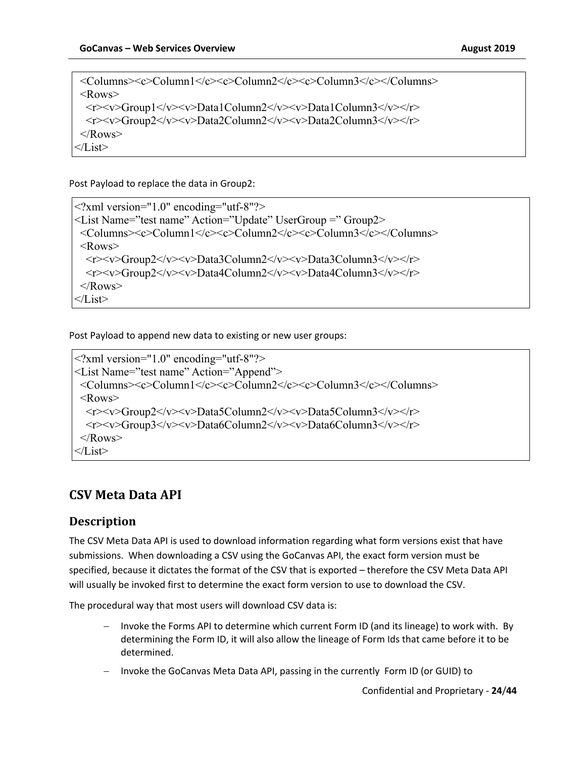```
  <Columns><c>Column1</c><c>Column2</c><c>Column3</c></Columns>
  <Rows>
    <r><v>Group1</v><v>Data1Column2</v><v>Data1Column3</v></r>
    <r><v>Group2</v><v>Data2Column2</v><v>Data2Column3</v></r>
  </Rows>
</List>
```

Post Payload to replace the data in Group2:

```
<?xml version="1.0" encoding="utf-8"?>
<List Name="test name" Action="Update" UserGroup =" Group2>
  <Columns><c>Column1</c><c>Column2</c><c>Column3</c></Columns>
  <Rows>
    <r><v>Group2</v><v>Data3Column2</v><v>Data3Column3</v></r>
    <r><v>Group2</v><v>Data4Column2</v><v>Data4Column3</v></r>
  </Rows>
</List>
```

Post Payload to append new data to existing or new user groups:

```
<?xml version="1.0" encoding="utf-8"?>
<List Name="test name" Action="Append">
  <Columns><c>Column1</c><c>Column2</c><c>Column3</c></Columns>
  <Rows>
    <r><v>Group2</v><v>Data5Column2</v><v>Data5Column3</v></r>
    <r><v>Group3</v><v>Data6Column2</v><v>Data6Column3</v></r>
  </Rows>
</List>
```

## CSV Meta Data API

### Description

The CSV Meta Data API is used to download information regarding what form versions exist that have submissions. When downloading a CSV using the GoCanvas API, the exact form version must be specified, because it dictates the format of the CSV that is exported – therefore the CSV Meta Data API will usually be invoked first to determine the exact form version to use to download the CSV.

The procedural way that most users will download CSV data is:

- Invoke the Forms API to determine which current Form ID (and its lineage) to work with. By determining the Form ID, it will also allow the lineage of Form Ids that came before it to be determined.
- Invoke the GoCanvas Meta Data API, passing in the currently Form ID (or GUID) to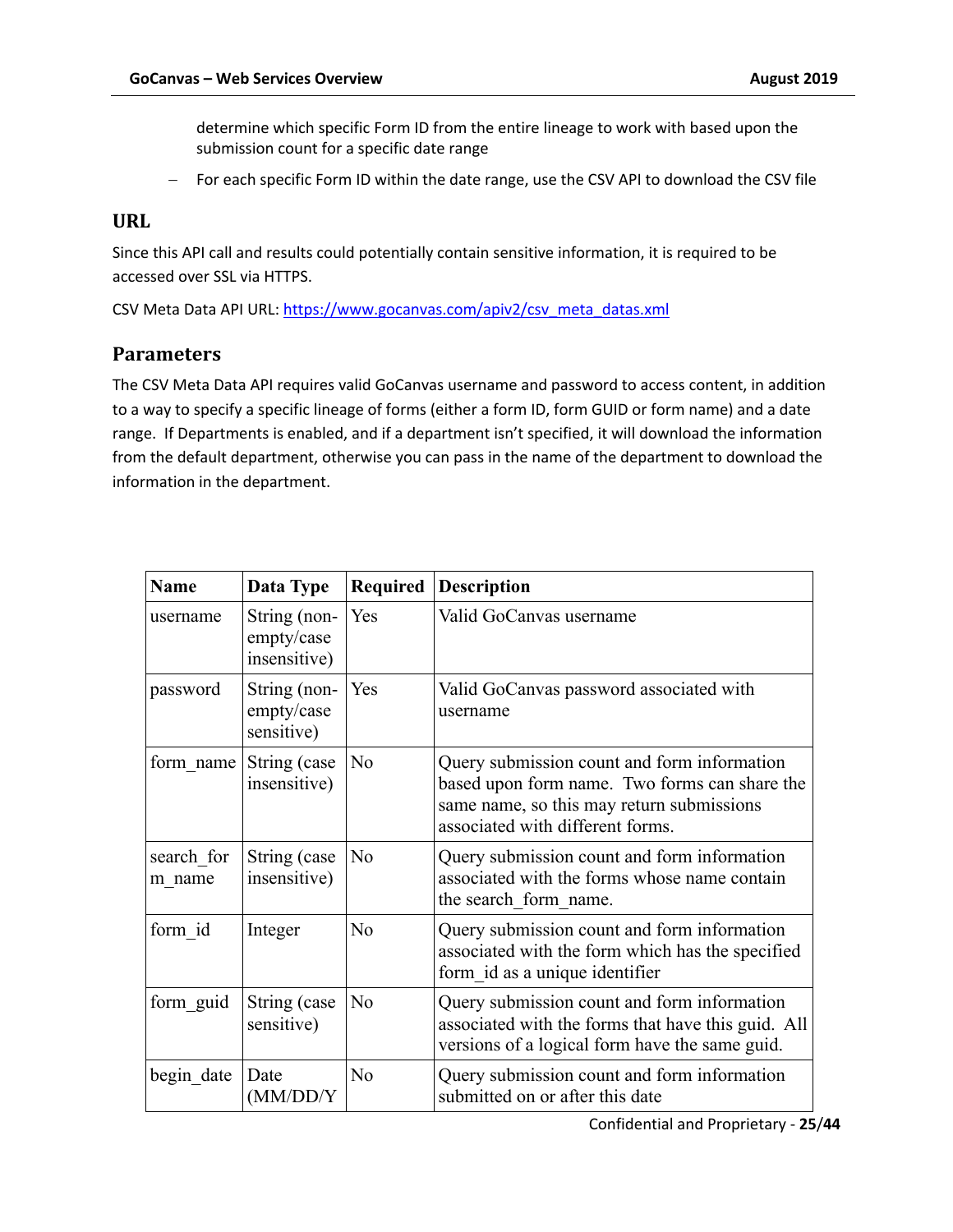determine which specific Form ID from the entire lineage to work with based upon the submission count for a specific date range

- For each specific Form ID within the date range, use the CSV API to download the CSV file

## URL

Since this API call and results could potentially contain sensitive information, it is required to be accessed over SSL via HTTPS.

CSV Meta Data API URL: https://www.gocanvas.com/apiv2/csv_meta_datas.xml

## Parameters

The CSV Meta Data API requires valid GoCanvas username and password to access content, in addition to a way to specify a specific lineage of forms (either a form ID, form GUID or form name) and a date range. If Departments is enabled, and if a department isn't specified, it will download the information from the default department, otherwise you can pass in the name of the department to download the information in the department.

| Name | Data Type | Required | Description |
|---|---|---|---|
| username | String (non-empty/case insensitive) | Yes | Valid GoCanvas username |
| password | String (non-empty/case sensitive) | Yes | Valid GoCanvas password associated with username |
| form_name | String (case insensitive) | No | Query submission count and form information based upon form name. Two forms can share the same name, so this may return submissions associated with different forms. |
| search_form_name | String (case insensitive) | No | Query submission count and form information associated with the forms whose name contain the search_form_name. |
| form_id | Integer | No | Query submission count and form information associated with the form which has the specified form_id as a unique identifier |
| form_guid | String (case sensitive) | No | Query submission count and form information associated with the forms that have this guid. All versions of a logical form have the same guid. |
| begin_date | Date (MM/DD/Y | No | Query submission count and form information submitted on or after this date |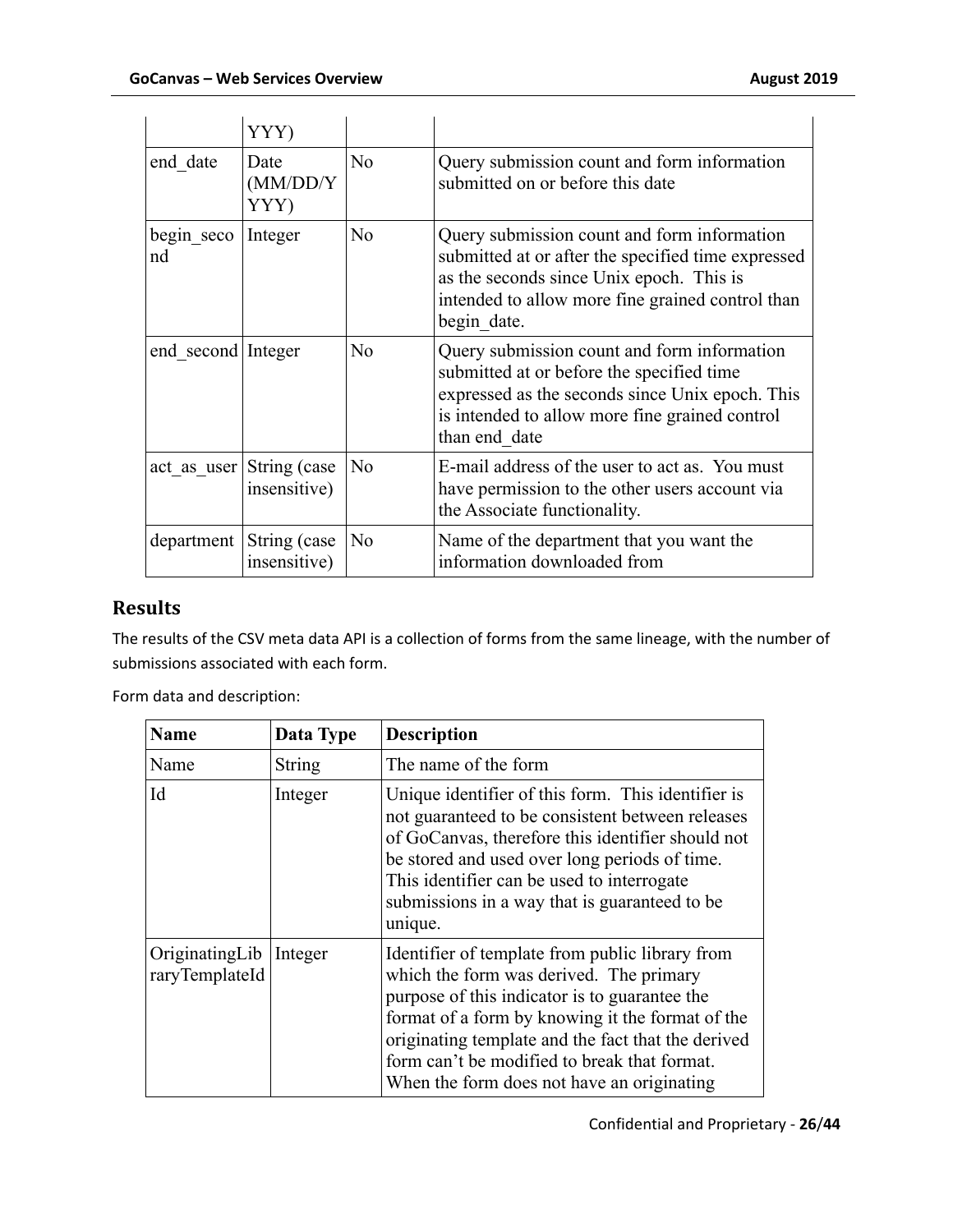| | YYY) | | |
|---|---|---|---|
| end_date | Date (MM/DD/YYYY) | No | Query submission count and form information submitted on or before this date |
| begin_second | Integer | No | Query submission count and form information submitted at or after the specified time expressed as the seconds since Unix epoch. This is intended to allow more fine grained control than begin_date. |
| end_second | Integer | No | Query submission count and form information submitted at or before the specified time expressed as the seconds since Unix epoch. This is intended to allow more fine grained control than end_date |
| act_as_user | String (case insensitive) | No | E-mail address of the user to act as. You must have permission to the other users account via the Associate functionality. |
| department | String (case insensitive) | No | Name of the department that you want the information downloaded from |

## Results

The results of the CSV meta data API is a collection of forms from the same lineage, with the number of submissions associated with each form.

Form data and description:

| Name | Data Type | Description |
|---|---|---|
| Name | String | The name of the form |
| Id | Integer | Unique identifier of this form. This identifier is not guaranteed to be consistent between releases of GoCanvas, therefore this identifier should not be stored and used over long periods of time. This identifier can be used to interrogate submissions in a way that is guaranteed to be unique. |
| OriginatingLibraryTemplateId | Integer | Identifier of template from public library from which the form was derived. The primary purpose of this indicator is to guarantee the format of a form by knowing it the format of the originating template and the fact that the derived form can't be modified to break that format. When the form does not have an originating |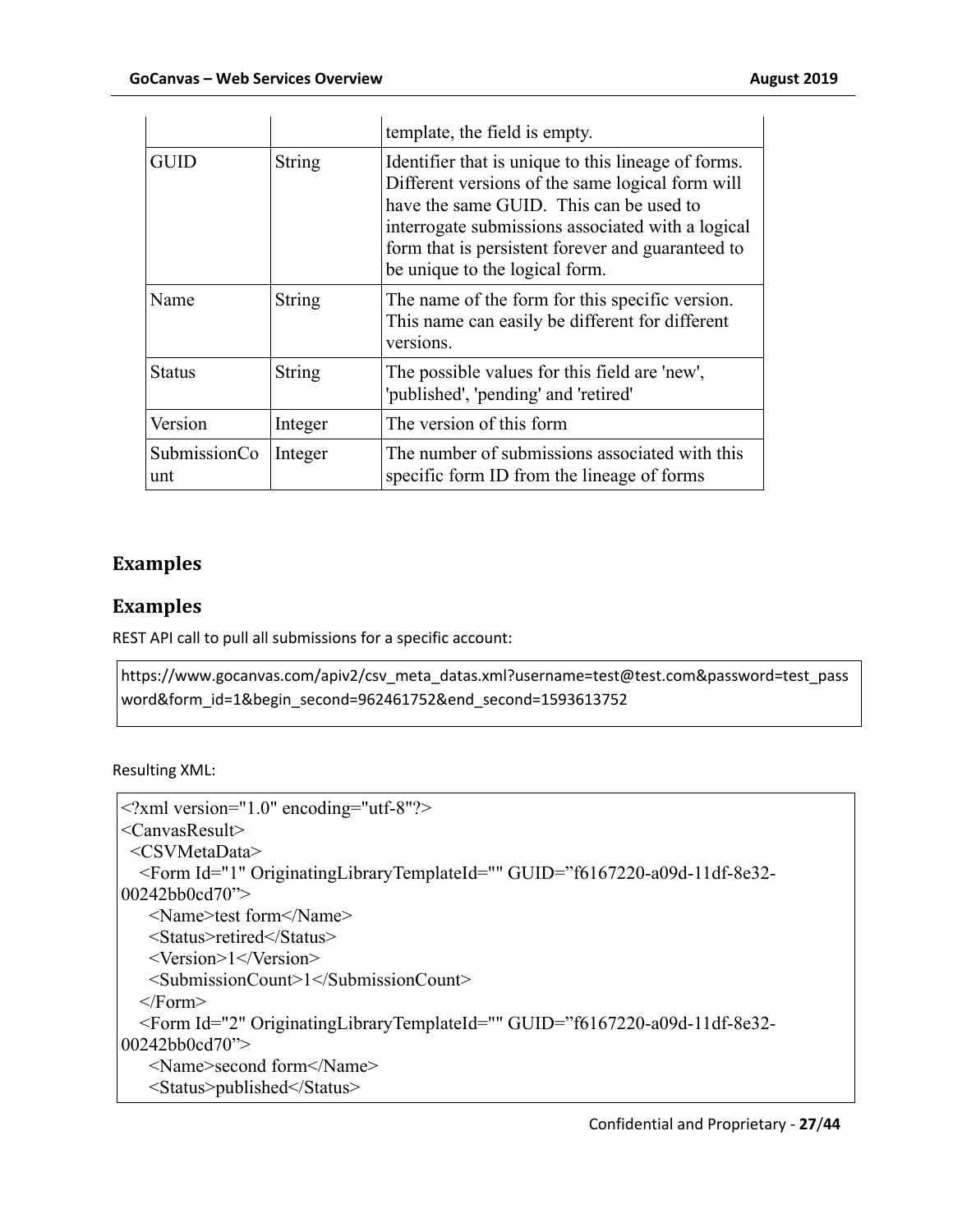| | | template, the field is empty. |
|---|---|---|
| GUID | String | Identifier that is unique to this lineage of forms. Different versions of the same logical form will have the same GUID. This can be used to interrogate submissions associated with a logical form that is persistent forever and guaranteed to be unique to the logical form. |
| Name | String | The name of the form for this specific version. This name can easily be different for different versions. |
| Status | String | The possible values for this field are 'new', 'published', 'pending' and 'retired' |
| Version | Integer | The version of this form |
| SubmissionCount | Integer | The number of submissions associated with this specific form ID from the lineage of forms |

## Examples

## Examples

REST API call to pull all submissions for a specific account:

```
https://www.gocanvas.com/apiv2/csv_meta_datas.xml?username=test@test.com&password=test_password&form_id=1&begin_second=962461752&end_second=1593613752
```

Resulting XML:

```
<?xml version="1.0" encoding="utf-8"?>
<CanvasResult>
  <CSVMetaData>
    <Form Id="1" OriginatingLibraryTemplateId="" GUID="f6167220-a09d-11df-8e32-00242bb0cd70">
      <Name>test form</Name>
      <Status>retired</Status>
      <Version>1</Version>
      <SubmissionCount>1</SubmissionCount>
    </Form>
    <Form Id="2" OriginatingLibraryTemplateId="" GUID="f6167220-a09d-11df-8e32-00242bb0cd70">
      <Name>second form</Name>
      <Status>published</Status>
```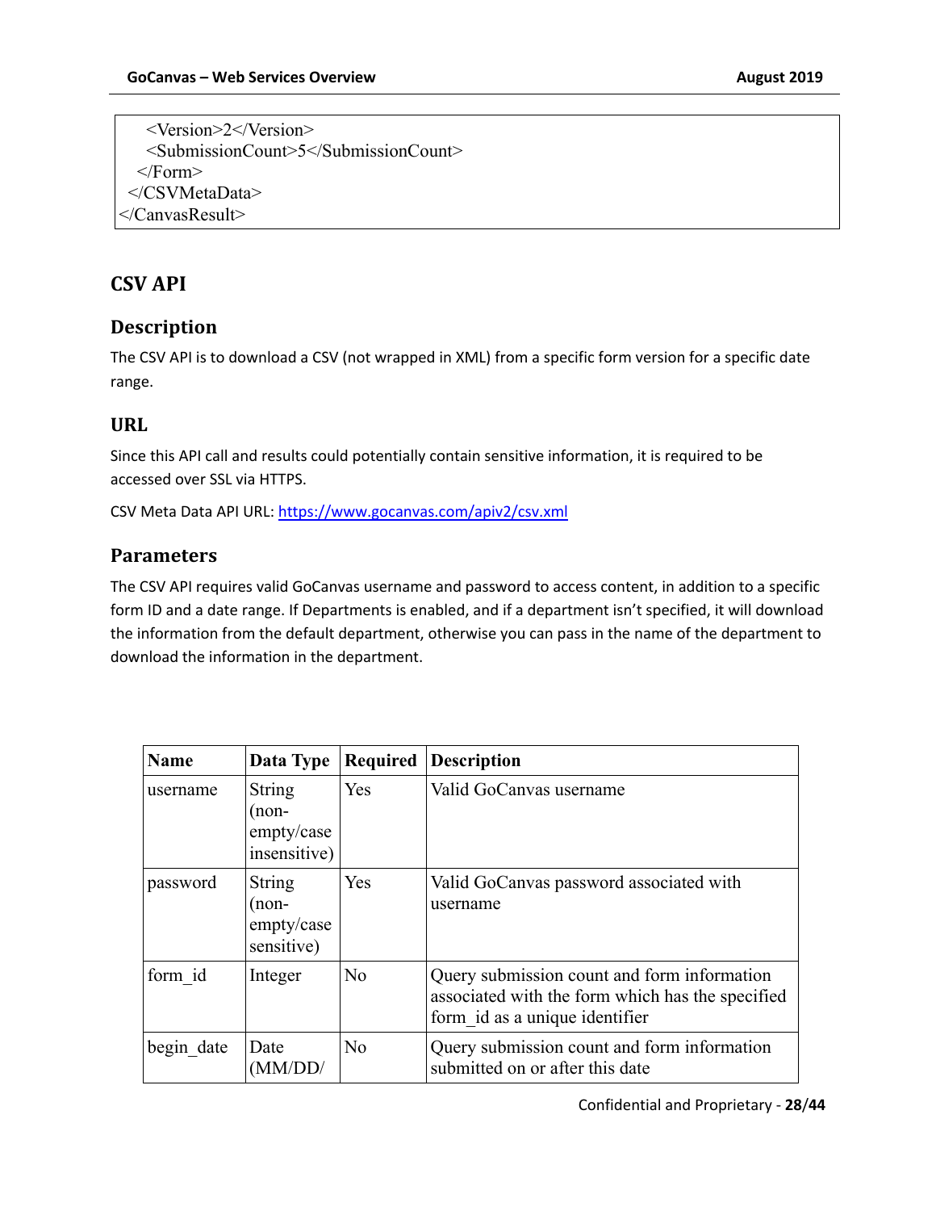```
    <Version>2</Version>
    <SubmissionCount>5</SubmissionCount>
  </Form>
 </CSVMetaData>
</CanvasResult>
```

## CSV API

### Description

The CSV API is to download a CSV (not wrapped in XML) from a specific form version for a specific date range.

### URL

Since this API call and results could potentially contain sensitive information, it is required to be accessed over SSL via HTTPS.

CSV Meta Data API URL: https://www.gocanvas.com/apiv2/csv.xml

### Parameters

The CSV API requires valid GoCanvas username and password to access content, in addition to a specific form ID and a date range. If Departments is enabled, and if a department isn't specified, it will download the information from the default department, otherwise you can pass in the name of the department to download the information in the department.

| Name | Data Type | Required | Description |
|---|---|---|---|
| username | String (non-empty/case insensitive) | Yes | Valid GoCanvas username |
| password | String (non-empty/case sensitive) | Yes | Valid GoCanvas password associated with username |
| form_id | Integer | No | Query submission count and form information associated with the form which has the specified form_id as a unique identifier |
| begin_date | Date (MM/DD/ | No | Query submission count and form information submitted on or after this date |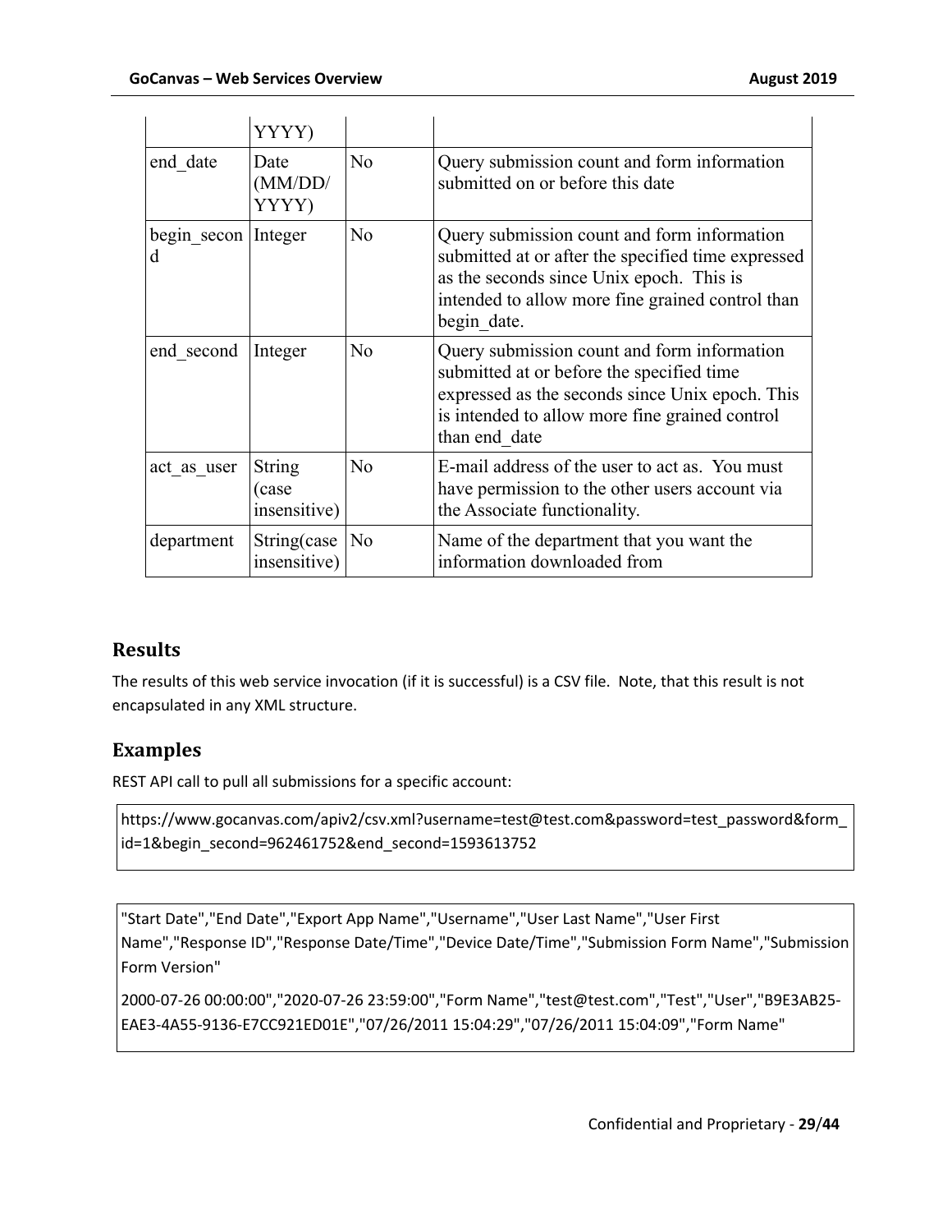| | YYYY) | | |
|---|---|---|---|
| end_date | Date (MM/DD/ YYYY) | No | Query submission count and form information submitted on or before this date |
| begin_second | Integer | No | Query submission count and form information submitted at or after the specified time expressed as the seconds since Unix epoch. This is intended to allow more fine grained control than begin_date. |
| end_second | Integer | No | Query submission count and form information submitted at or before the specified time expressed as the seconds since Unix epoch. This is intended to allow more fine grained control than end_date |
| act_as_user | String (case insensitive) | No | E-mail address of the user to act as. You must have permission to the other users account via the Associate functionality. |
| department | String(case insensitive) | No | Name of the department that you want the information downloaded from |

## Results

The results of this web service invocation (if it is successful) is a CSV file. Note, that this result is not encapsulated in any XML structure.

## Examples

REST API call to pull all submissions for a specific account:

```
https://www.gocanvas.com/apiv2/csv.xml?username=test@test.com&password=test_password&form_id=1&begin_second=962461752&end_second=1593613752
```

```
"Start Date","End Date","Export App Name","Username","User Last Name","User First Name","Response ID","Response Date/Time","Device Date/Time","Submission Form Name","Submission Form Version"

2000-07-26 00:00:00","2020-07-26 23:59:00","Form Name","test@test.com","Test","User","B9E3AB25-EAE3-4A55-9136-E7CC921ED01E","07/26/2011 15:04:29","07/26/2011 15:04:09","Form Name"
```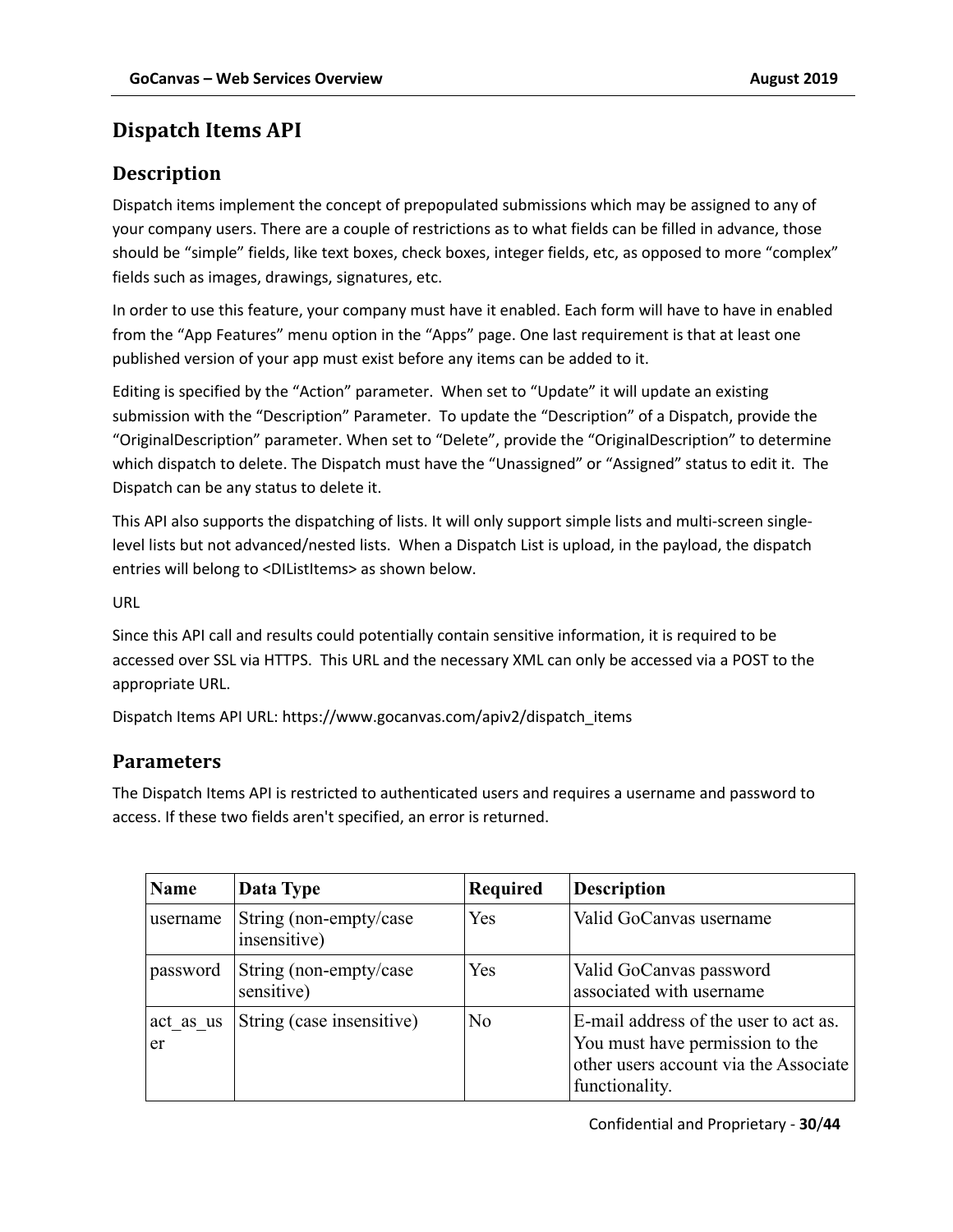## Dispatch Items API

### Description

Dispatch items implement the concept of prepopulated submissions which may be assigned to any of your company users. There are a couple of restrictions as to what fields can be filled in advance, those should be "simple" fields, like text boxes, check boxes, integer fields, etc, as opposed to more "complex" fields such as images, drawings, signatures, etc.

In order to use this feature, your company must have it enabled. Each form will have to have in enabled from the "App Features" menu option in the "Apps" page. One last requirement is that at least one published version of your app must exist before any items can be added to it.

Editing is specified by the "Action" parameter. When set to "Update" it will update an existing submission with the "Description" Parameter. To update the "Description" of a Dispatch, provide the "OriginalDescription" parameter. When set to "Delete", provide the "OriginalDescription" to determine which dispatch to delete. The Dispatch must have the "Unassigned" or "Assigned" status to edit it. The Dispatch can be any status to delete it.

This API also supports the dispatching of lists. It will only support simple lists and multi-screen single-level lists but not advanced/nested lists. When a Dispatch List is upload, in the payload, the dispatch entries will belong to <DIListItems> as shown below.

URL

Since this API call and results could potentially contain sensitive information, it is required to be accessed over SSL via HTTPS. This URL and the necessary XML can only be accessed via a POST to the appropriate URL.

Dispatch Items API URL: https://www.gocanvas.com/apiv2/dispatch_items

### Parameters

The Dispatch Items API is restricted to authenticated users and requires a username and password to access. If these two fields aren't specified, an error is returned.

| Name | Data Type | Required | Description |
|---|---|---|---|
| username | String (non-empty/case insensitive) | Yes | Valid GoCanvas username |
| password | String (non-empty/case sensitive) | Yes | Valid GoCanvas password associated with username |
| act_as_user | String (case insensitive) | No | E-mail address of the user to act as. You must have permission to the other users account via the Associate functionality. |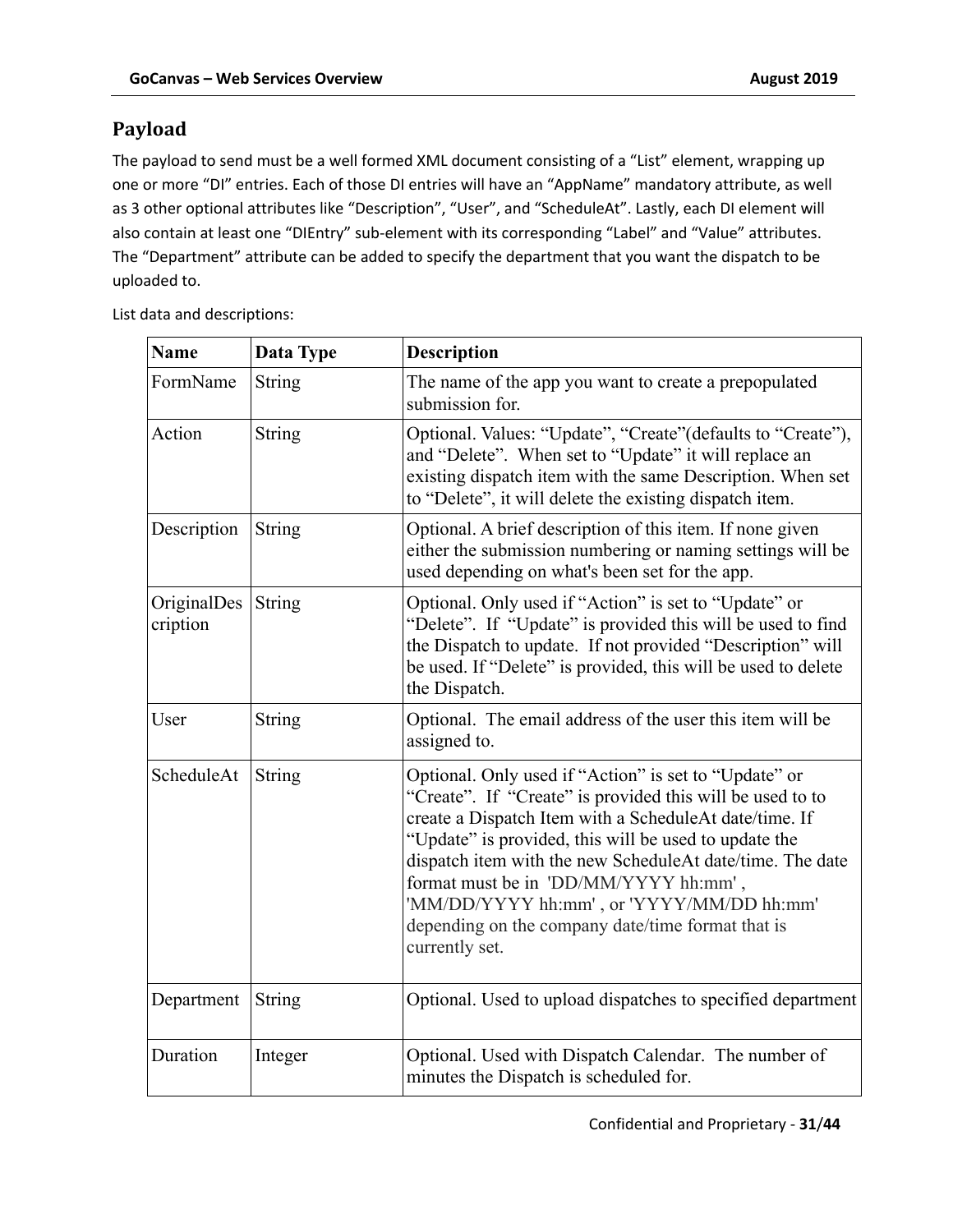## Payload

The payload to send must be a well formed XML document consisting of a "List" element, wrapping up one or more "DI" entries. Each of those DI entries will have an "AppName" mandatory attribute, as well as 3 other optional attributes like "Description", "User", and "ScheduleAt". Lastly, each DI element will also contain at least one "DIEntry" sub-element with its corresponding "Label" and "Value" attributes. The "Department" attribute can be added to specify the department that you want the dispatch to be uploaded to.

List data and descriptions:

| Name | Data Type | Description |
|---|---|---|
| FormName | String | The name of the app you want to create a prepopulated submission for. |
| Action | String | Optional. Values: "Update", "Create"(defaults to "Create"), and "Delete". When set to "Update" it will replace an existing dispatch item with the same Description. When set to "Delete", it will delete the existing dispatch item. |
| Description | String | Optional. A brief description of this item. If none given either the submission numbering or naming settings will be used depending on what's been set for the app. |
| OriginalDescription | String | Optional. Only used if "Action" is set to "Update" or "Delete". If "Update" is provided this will be used to find the Dispatch to update. If not provided "Description" will be used. If "Delete" is provided, this will be used to delete the Dispatch. |
| User | String | Optional. The email address of the user this item will be assigned to. |
| ScheduleAt | String | Optional. Only used if "Action" is set to "Update" or "Create". If "Create" is provided this will be used to to create a Dispatch Item with a ScheduleAt date/time. If "Update" is provided, this will be used to update the dispatch item with the new ScheduleAt date/time. The date format must be in 'DD/MM/YYYY hh:mm' , 'MM/DD/YYYY hh:mm' , or 'YYYY/MM/DD hh:mm' depending on the company date/time format that is currently set. |
| Department | String | Optional. Used to upload dispatches to specified department |
| Duration | Integer | Optional. Used with Dispatch Calendar. The number of minutes the Dispatch is scheduled for. |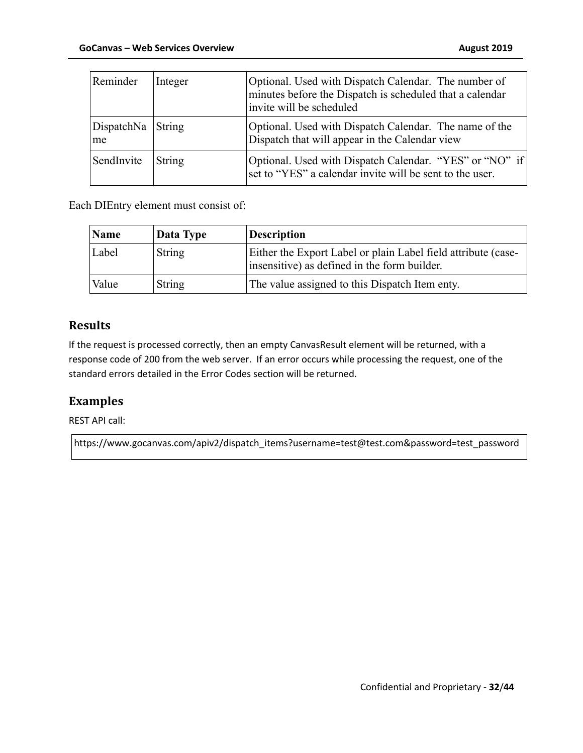| Reminder | Integer | Optional. Used with Dispatch Calendar. The number of minutes before the Dispatch is scheduled that a calendar invite will be scheduled |
| --- | --- | --- |
| DispatchName | String | Optional. Used with Dispatch Calendar. The name of the Dispatch that will appear in the Calendar view |
| SendInvite | String | Optional. Used with Dispatch Calendar. "YES" or "NO" if set to "YES" a calendar invite will be sent to the user. |

Each DIEntry element must consist of:

| Name | Data Type | Description |
| --- | --- | --- |
| Label | String | Either the Export Label or plain Label field attribute (case-insensitive) as defined in the form builder. |
| Value | String | The value assigned to this Dispatch Item enty. |

## Results

If the request is processed correctly, then an empty CanvasResult element will be returned, with a response code of 200 from the web server. If an error occurs while processing the request, one of the standard errors detailed in the Error Codes section will be returned.

## Examples

REST API call:

```
https://www.gocanvas.com/apiv2/dispatch_items?username=test@test.com&password=test_password
```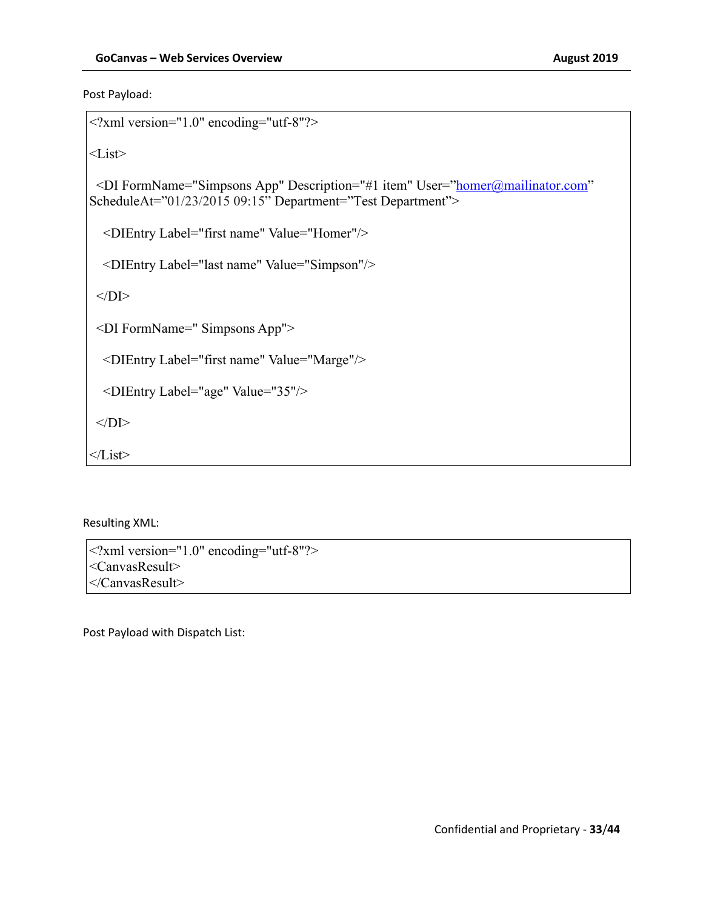Post Payload:

```
<?xml version="1.0" encoding="utf-8"?>

<List>

  <DI FormName="Simpsons App" Description="#1 item" User="homer@mailinator.com"
ScheduleAt="01/23/2015 09:15" Department="Test Department">

    <DIEntry Label="first name" Value="Homer"/>

    <DIEntry Label="last name" Value="Simpson"/>

  </DI>

  <DI FormName=" Simpsons App">

    <DIEntry Label="first name" Value="Marge"/>

    <DIEntry Label="age" Value="35"/>

  </DI>

</List>
```

Resulting XML:

```
<?xml version="1.0" encoding="utf-8"?>
<CanvasResult>
</CanvasResult>
```

Post Payload with Dispatch List: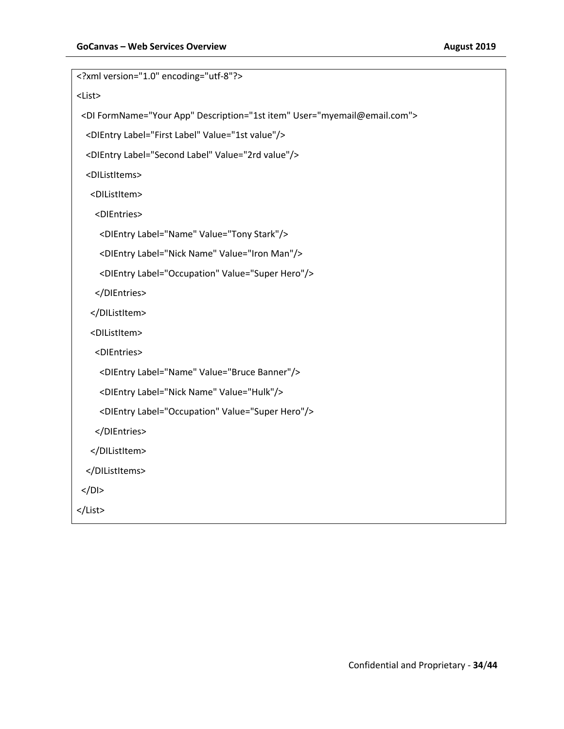```xml
<?xml version="1.0" encoding="utf-8"?>
<List>
  <DI FormName="Your App" Description="1st item" User="myemail@email.com">
    <DIEntry Label="First Label" Value="1st value"/>
    <DIEntry Label="Second Label" Value="2rd value"/>
    <DIListItems>
      <DIListItem>
        <DIEntries>
          <DIEntry Label="Name" Value="Tony Stark"/>
          <DIEntry Label="Nick Name" Value="Iron Man"/>
          <DIEntry Label="Occupation" Value="Super Hero"/>
        </DIEntries>
      </DIListItem>
      <DIListItem>
        <DIEntries>
          <DIEntry Label="Name" Value="Bruce Banner"/>
          <DIEntry Label="Nick Name" Value="Hulk"/>
          <DIEntry Label="Occupation" Value="Super Hero"/>
        </DIEntries>
      </DIListItem>
    </DIListItems>
  </DI>
</List>
```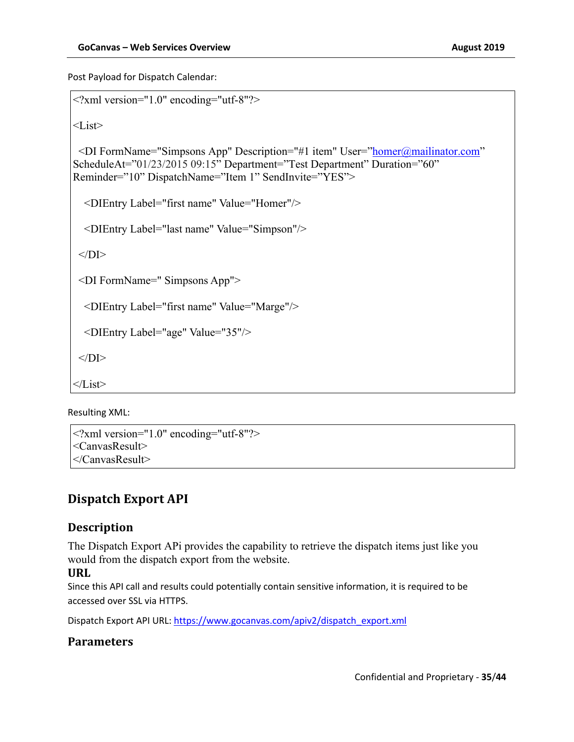Post Payload for Dispatch Calendar:

```
<?xml version="1.0" encoding="utf-8"?>

<List>

  <DI FormName="Simpsons App" Description="#1 item" User=”homer@mailinator.com”
ScheduleAt=”01/23/2015 09:15” Department=”Test Department” Duration=”60”
Reminder=”10” DispatchName=”Item 1” SendInvite=”YES”>

    <DIEntry Label="first name" Value="Homer"/>

    <DIEntry Label="last name" Value="Simpson"/>

  </DI>

  <DI FormName=" Simpsons App">

    <DIEntry Label="first name" Value="Marge"/>

    <DIEntry Label="age" Value="35"/>

  </DI>

</List>
```

Resulting XML:

```
<?xml version="1.0" encoding="utf-8"?>
<CanvasResult>
</CanvasResult>
```

## Dispatch Export API

### Description

The Dispatch Export APi provides the capability to retrieve the dispatch items just like you would from the dispatch export from the website.

**URL**

Since this API call and results could potentially contain sensitive information, it is required to be accessed over SSL via HTTPS.

Dispatch Export API URL: https://www.gocanvas.com/apiv2/dispatch_export.xml

### Parameters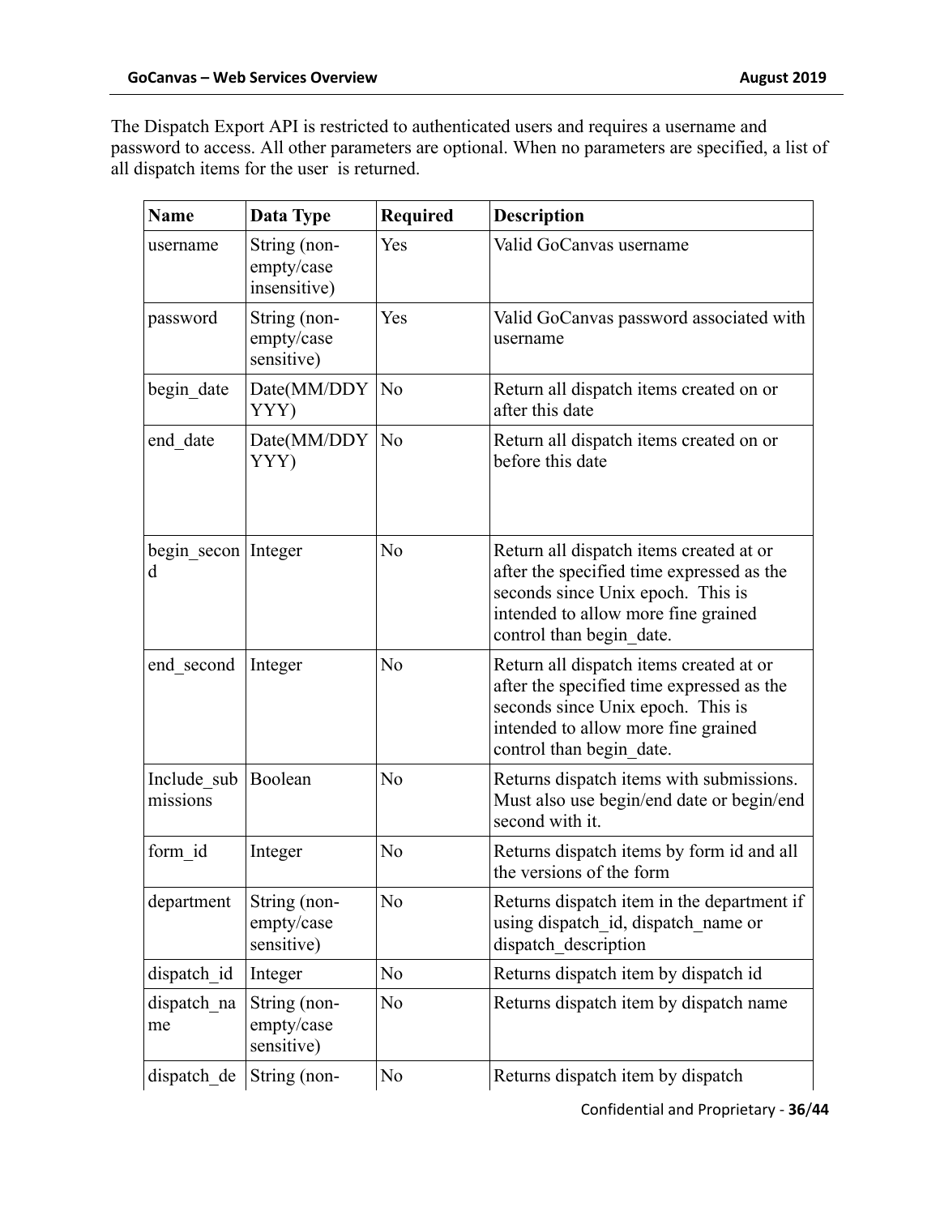The Dispatch Export API is restricted to authenticated users and requires a username and password to access. All other parameters are optional. When no parameters are specified, a list of all dispatch items for the user  is returned.

| Name | Data Type | Required | Description |
|---|---|---|---|
| username | String (non-empty/case insensitive) | Yes | Valid GoCanvas username |
| password | String (non-empty/case sensitive) | Yes | Valid GoCanvas password associated with username |
| begin_date | Date(MM/DDYYYY) | No | Return all dispatch items created on or after this date |
| end_date | Date(MM/DDYYYY) | No | Return all dispatch items created on or before this date |
| begin_second | Integer | No | Return all dispatch items created at or after the specified time expressed as the seconds since Unix epoch.  This is intended to allow more fine grained control than begin_date. |
| end_second | Integer | No | Return all dispatch items created at or after the specified time expressed as the seconds since Unix epoch.  This is intended to allow more fine grained control than begin_date. |
| Include_submissions | Boolean | No | Returns dispatch items with submissions. Must also use begin/end date or begin/end second with it. |
| form_id | Integer | No | Returns dispatch items by form id and all the versions of the form |
| department | String (non-empty/case sensitive) | No | Returns dispatch item in the department if using dispatch_id, dispatch_name or dispatch_description |
| dispatch_id | Integer | No | Returns dispatch item by dispatch id |
| dispatch_name | String (non-empty/case sensitive) | No | Returns dispatch item by dispatch name |
| dispatch_de | String (non- | No | Returns dispatch item by dispatch |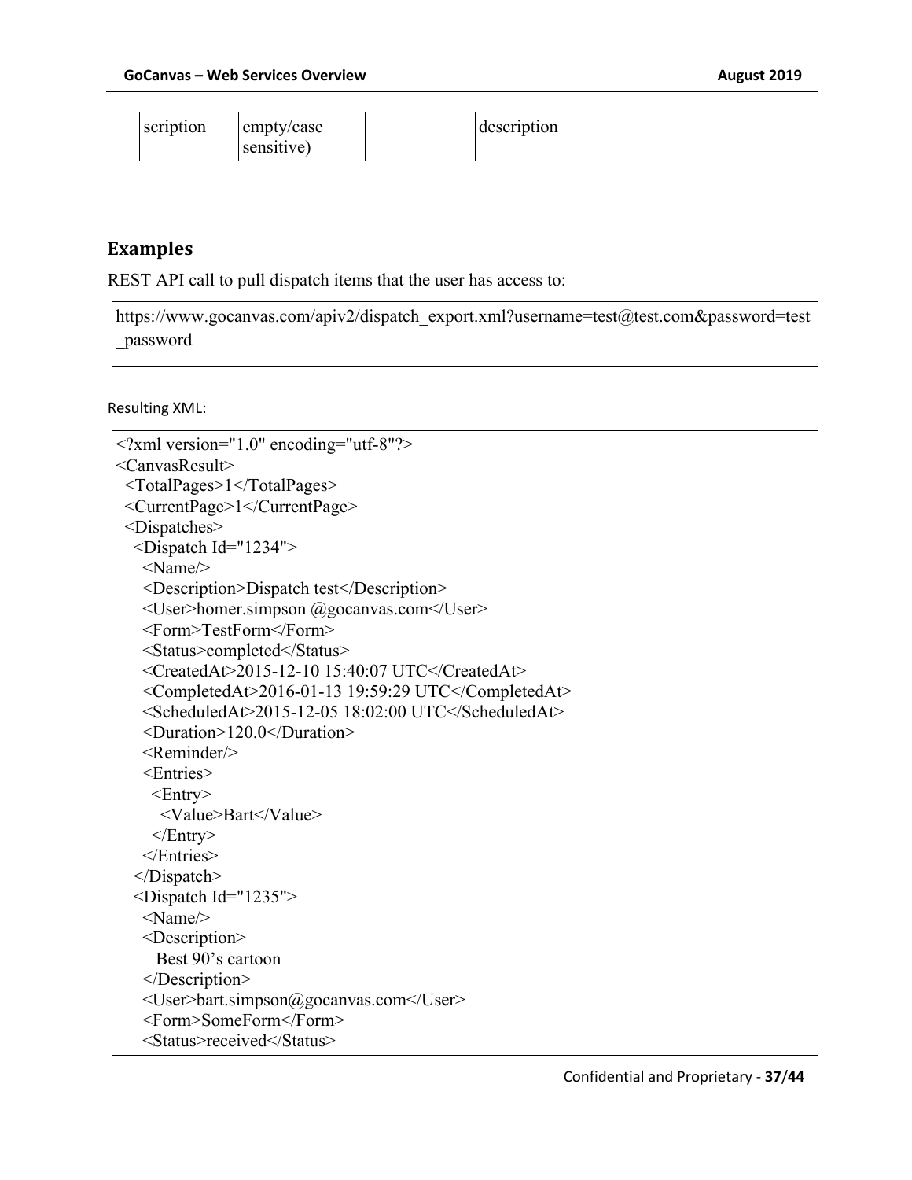| scription | empty/case sensitive) | | description |
|---|---|---|---|

## Examples

REST API call to pull dispatch items that the user has access to:

```
https://www.gocanvas.com/apiv2/dispatch_export.xml?username=test@test.com&password=test_password
```

Resulting XML:

```
<?xml version="1.0" encoding="utf-8"?>
<CanvasResult>
  <TotalPages>1</TotalPages>
  <CurrentPage>1</CurrentPage>
  <Dispatches>
    <Dispatch Id="1234">
      <Name/>
      <Description>Dispatch test</Description>
      <User>homer.simpson @gocanvas.com</User>
      <Form>TestForm</Form>
      <Status>completed</Status>
      <CreatedAt>2015-12-10 15:40:07 UTC</CreatedAt>
      <CompletedAt>2016-01-13 19:59:29 UTC</CompletedAt>
      <ScheduledAt>2015-12-05 18:02:00 UTC</ScheduledAt>
      <Duration>120.0</Duration>
      <Reminder/>
      <Entries>
        <Entry>
          <Value>Bart</Value>
        </Entry>
      </Entries>
    </Dispatch>
    <Dispatch Id="1235">
      <Name/>
      <Description>
        Best 90's cartoon
      </Description>
      <User>bart.simpson@gocanvas.com</User>
      <Form>SomeForm</Form>
      <Status>received</Status>
```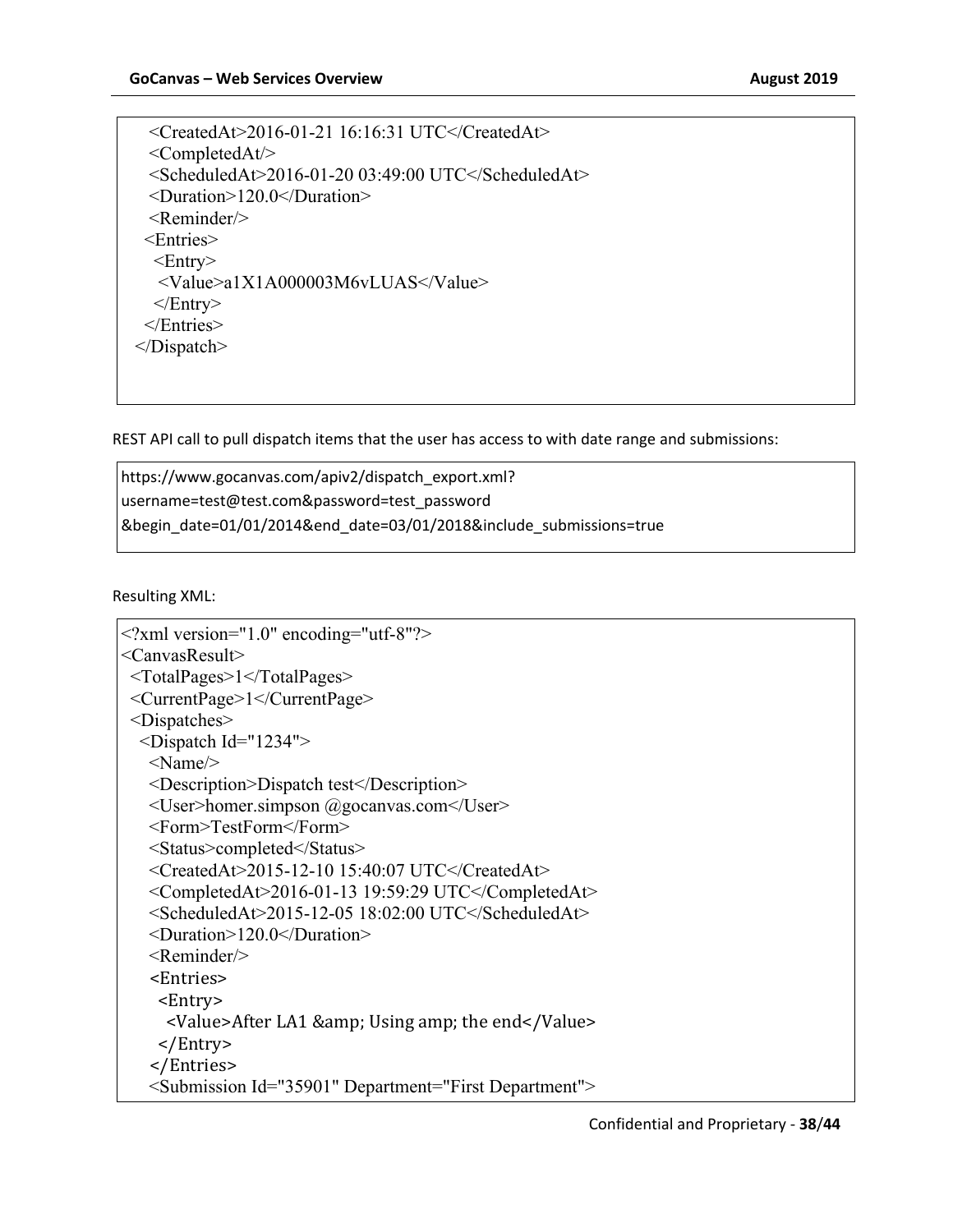```
    <CreatedAt>2016-01-21 16:16:31 UTC</CreatedAt>
    <CompletedAt/>
    <ScheduledAt>2016-01-20 03:49:00 UTC</ScheduledAt>
    <Duration>120.0</Duration>
    <Reminder/>
   <Entries>
    <Entry>
     <Value>a1X1A000003M6vLUAS</Value>
    </Entry>
   </Entries>
  </Dispatch>
```

REST API call to pull dispatch items that the user has access to with date range and submissions:

```
https://www.gocanvas.com/apiv2/dispatch_export.xml?
username=test@test.com&password=test_password
&begin_date=01/01/2014&end_date=03/01/2018&include_submissions=true
```

Resulting XML:

```
<?xml version="1.0" encoding="utf-8"?>
<CanvasResult>
 <TotalPages>1</TotalPages>
 <CurrentPage>1</CurrentPage>
 <Dispatches>
  <Dispatch Id="1234">
    <Name/>
    <Description>Dispatch test</Description>
    <User>homer.simpson @gocanvas.com</User>
    <Form>TestForm</Form>
    <Status>completed</Status>
    <CreatedAt>2015-12-10 15:40:07 UTC</CreatedAt>
    <CompletedAt>2016-01-13 19:59:29 UTC</CompletedAt>
    <ScheduledAt>2015-12-05 18:02:00 UTC</ScheduledAt>
    <Duration>120.0</Duration>
    <Reminder/>
    <Entries>
      <Entry>
        <Value>After LA1 &amp; Using amp; the end</Value>
      </Entry>
    </Entries>
    <Submission Id="35901" Department="First Department">
```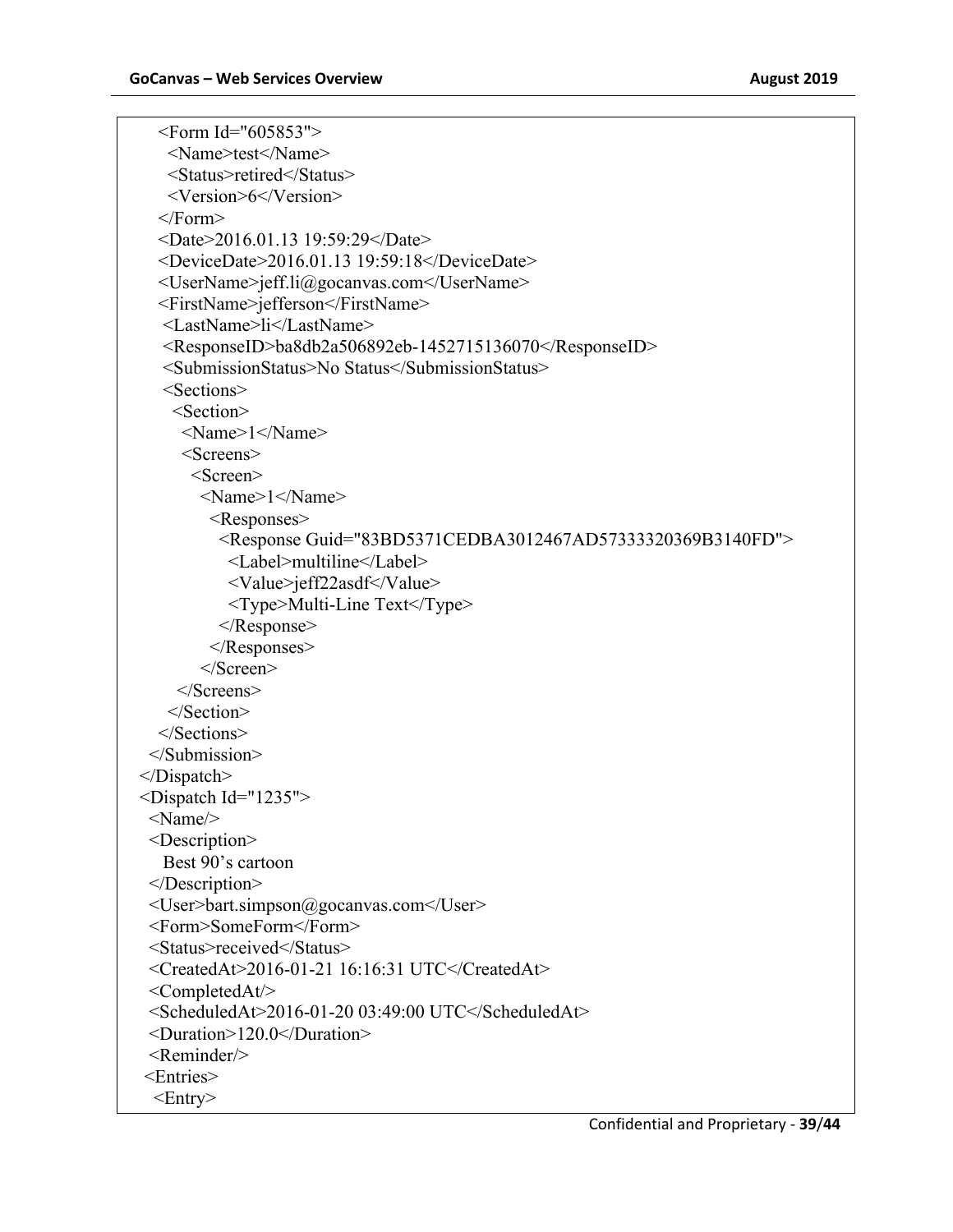```
    <Form Id="605853">
      <Name>test</Name>
      <Status>retired</Status>
      <Version>6</Version>
    </Form>
    <Date>2016.01.13 19:59:29</Date>
    <DeviceDate>2016.01.13 19:59:18</DeviceDate>
    <UserName>jeff.li@gocanvas.com</UserName>
    <FirstName>jefferson</FirstName>
     <LastName>li</LastName>
     <ResponseID>ba8db2a506892eb-1452715136070</ResponseID>
     <SubmissionStatus>No Status</SubmissionStatus>
     <Sections>
       <Section>
        <Name>1</Name>
        <Screens>
          <Screen>
            <Name>1</Name>
              <Responses>
                <Response Guid="83BD5371CEDBA3012467AD57333320369B3140FD">
                  <Label>multiline</Label>
                  <Value>jeff22asdf</Value>
                  <Type>Multi-Line Text</Type>
                </Response>
              </Responses>
            </Screen>
        </Screens>
      </Section>
    </Sections>
  </Submission>
</Dispatch>
<Dispatch Id="1235">
  <Name/>
  <Description>
    Best 90's cartoon
  </Description>
  <User>bart.simpson@gocanvas.com</User>
  <Form>SomeForm</Form>
  <Status>received</Status>
  <CreatedAt>2016-01-21 16:16:31 UTC</CreatedAt>
  <CompletedAt/>
  <ScheduledAt>2016-01-20 03:49:00 UTC</ScheduledAt>
  <Duration>120.0</Duration>
  <Reminder/>
 <Entries>
   <Entry>
```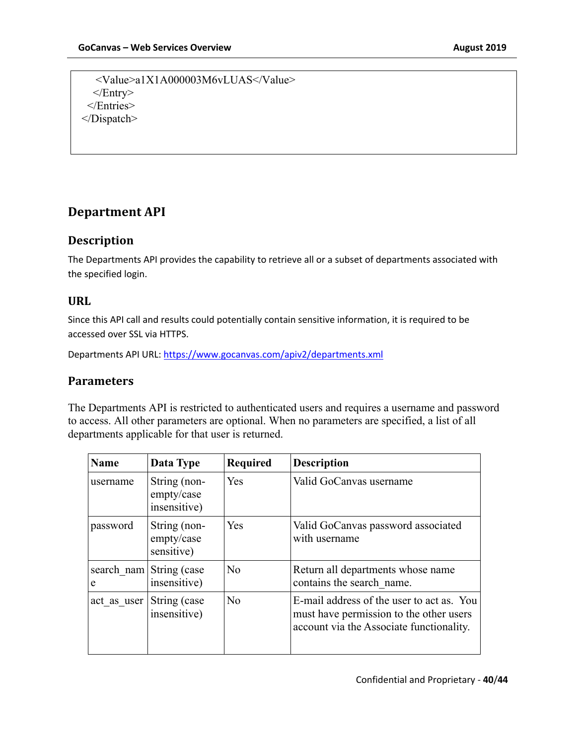```
    <Value>a1X1A000003M6vLUAS</Value>
   </Entry>
  </Entries>
</Dispatch>
```

## Department API

### Description

The Departments API provides the capability to retrieve all or a subset of departments associated with the specified login.

### URL

Since this API call and results could potentially contain sensitive information, it is required to be accessed over SSL via HTTPS.

Departments API URL: https://www.gocanvas.com/apiv2/departments.xml

### Parameters

The Departments API is restricted to authenticated users and requires a username and password to access. All other parameters are optional. When no parameters are specified, a list of all departments applicable for that user is returned.

| Name | Data Type | Required | Description |
|---|---|---|---|
| username | String (non-empty/case insensitive) | Yes | Valid GoCanvas username |
| password | String (non-empty/case sensitive) | Yes | Valid GoCanvas password associated with username |
| search_name | String (case insensitive) | No | Return all departments whose name contains the search_name. |
| act_as_user | String (case insensitive) | No | E-mail address of the user to act as. You must have permission to the other users account via the Associate functionality. |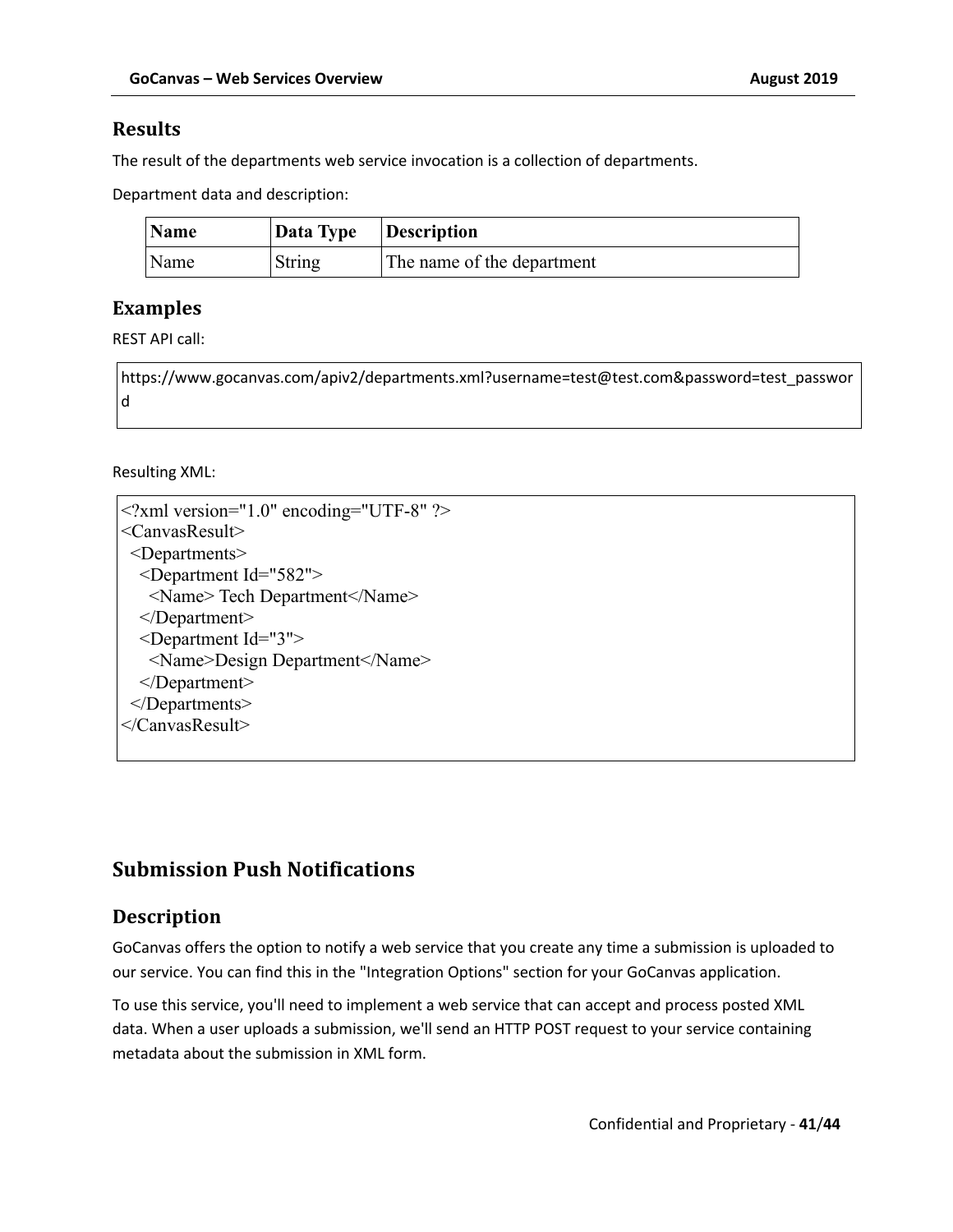### Results

The result of the departments web service invocation is a collection of departments.

Department data and description:

| Name | Data Type | Description |
|---|---|---|
| Name | String | The name of the department |

### Examples

REST API call:

```
https://www.gocanvas.com/apiv2/departments.xml?username=test@test.com&password=test_password
```

Resulting XML:

```
<?xml version="1.0" encoding="UTF-8" ?>
<CanvasResult>
  <Departments>
    <Department Id="582">
      <Name> Tech Department</Name>
    </Department>
    <Department Id="3">
      <Name>Design Department</Name>
    </Department>
  </Departments>
</CanvasResult>
```

## Submission Push Notifications

### Description

GoCanvas offers the option to notify a web service that you create any time a submission is uploaded to our service. You can find this in the "Integration Options" section for your GoCanvas application.

To use this service, you'll need to implement a web service that can accept and process posted XML data. When a user uploads a submission, we'll send an HTTP POST request to your service containing metadata about the submission in XML form.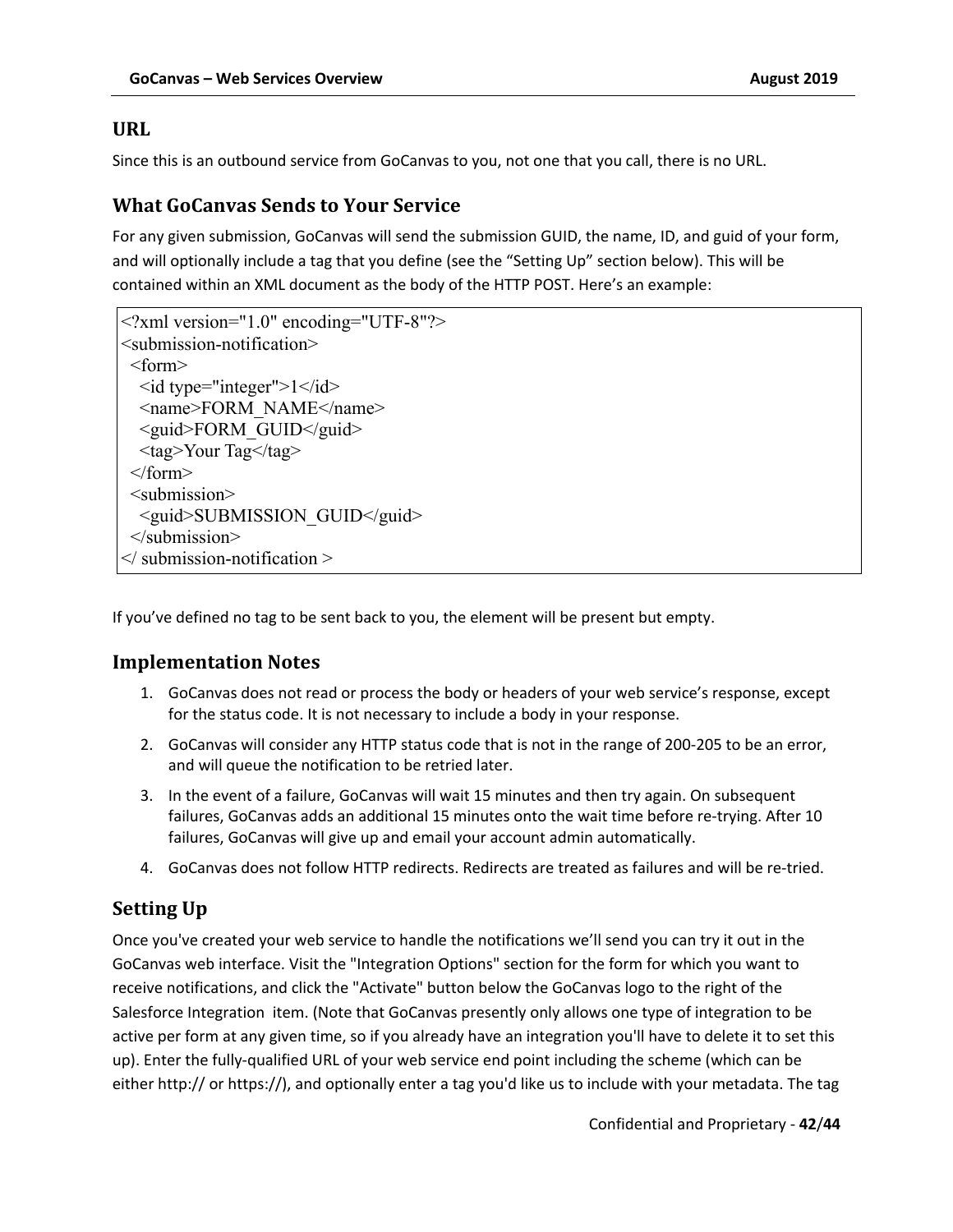## URL

Since this is an outbound service from GoCanvas to you, not one that you call, there is no URL.

## What GoCanvas Sends to Your Service

For any given submission, GoCanvas will send the submission GUID, the name, ID, and guid of your form, and will optionally include a tag that you define (see the "Setting Up" section below). This will be contained within an XML document as the body of the HTTP POST. Here's an example:

```
<?xml version="1.0" encoding="UTF-8"?>
<submission-notification>
  <form>
    <id type="integer">1</id>
    <name>FORM_NAME</name>
    <guid>FORM_GUID</guid>
    <tag>Your Tag</tag>
  </form>
  <submission>
    <guid>SUBMISSION_GUID</guid>
  </submission>
</ submission-notification >
```

If you've defined no tag to be sent back to you, the element will be present but empty.

## Implementation Notes

1. GoCanvas does not read or process the body or headers of your web service's response, except for the status code. It is not necessary to include a body in your response.
2. GoCanvas will consider any HTTP status code that is not in the range of 200-205 to be an error, and will queue the notification to be retried later.
3. In the event of a failure, GoCanvas will wait 15 minutes and then try again. On subsequent failures, GoCanvas adds an additional 15 minutes onto the wait time before re-trying. After 10 failures, GoCanvas will give up and email your account admin automatically.
4. GoCanvas does not follow HTTP redirects. Redirects are treated as failures and will be re-tried.

## Setting Up

Once you've created your web service to handle the notifications we'll send you can try it out in the GoCanvas web interface. Visit the "Integration Options" section for the form for which you want to receive notifications, and click the "Activate" button below the GoCanvas logo to the right of the Salesforce Integration item. (Note that GoCanvas presently only allows one type of integration to be active per form at any given time, so if you already have an integration you'll have to delete it to set this up). Enter the fully-qualified URL of your web service end point including the scheme (which can be either http:// or https://), and optionally enter a tag you'd like us to include with your metadata. The tag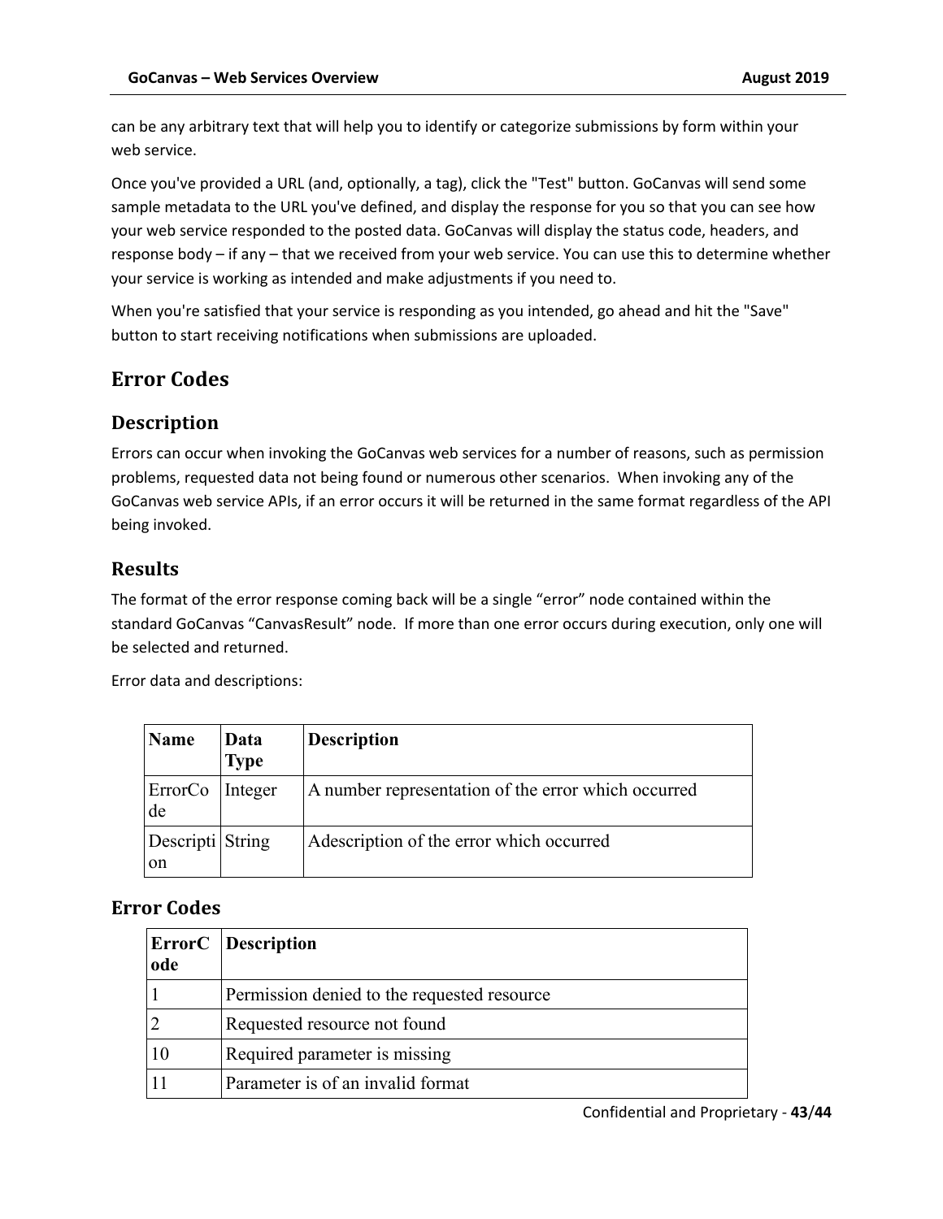can be any arbitrary text that will help you to identify or categorize submissions by form within your web service.

Once you've provided a URL (and, optionally, a tag), click the "Test" button. GoCanvas will send some sample metadata to the URL you've defined, and display the response for you so that you can see how your web service responded to the posted data. GoCanvas will display the status code, headers, and response body – if any – that we received from your web service. You can use this to determine whether your service is working as intended and make adjustments if you need to.

When you're satisfied that your service is responding as you intended, go ahead and hit the "Save" button to start receiving notifications when submissions are uploaded.

## Error Codes

### Description

Errors can occur when invoking the GoCanvas web services for a number of reasons, such as permission problems, requested data not being found or numerous other scenarios. When invoking any of the GoCanvas web service APIs, if an error occurs it will be returned in the same format regardless of the API being invoked.

### Results

The format of the error response coming back will be a single “error” node contained within the standard GoCanvas “CanvasResult” node. If more than one error occurs during execution, only one will be selected and returned.

Error data and descriptions:

| Name | Data Type | Description |
|---|---|---|
| ErrorCode | Integer | A number representation of the error which occurred |
| Description | String | Adescription of the error which occurred |

### Error Codes

| ErrorCode | Description |
|---|---|
| 1 | Permission denied to the requested resource |
| 2 | Requested resource not found |
| 10 | Required parameter is missing |
| 11 | Parameter is of an invalid format |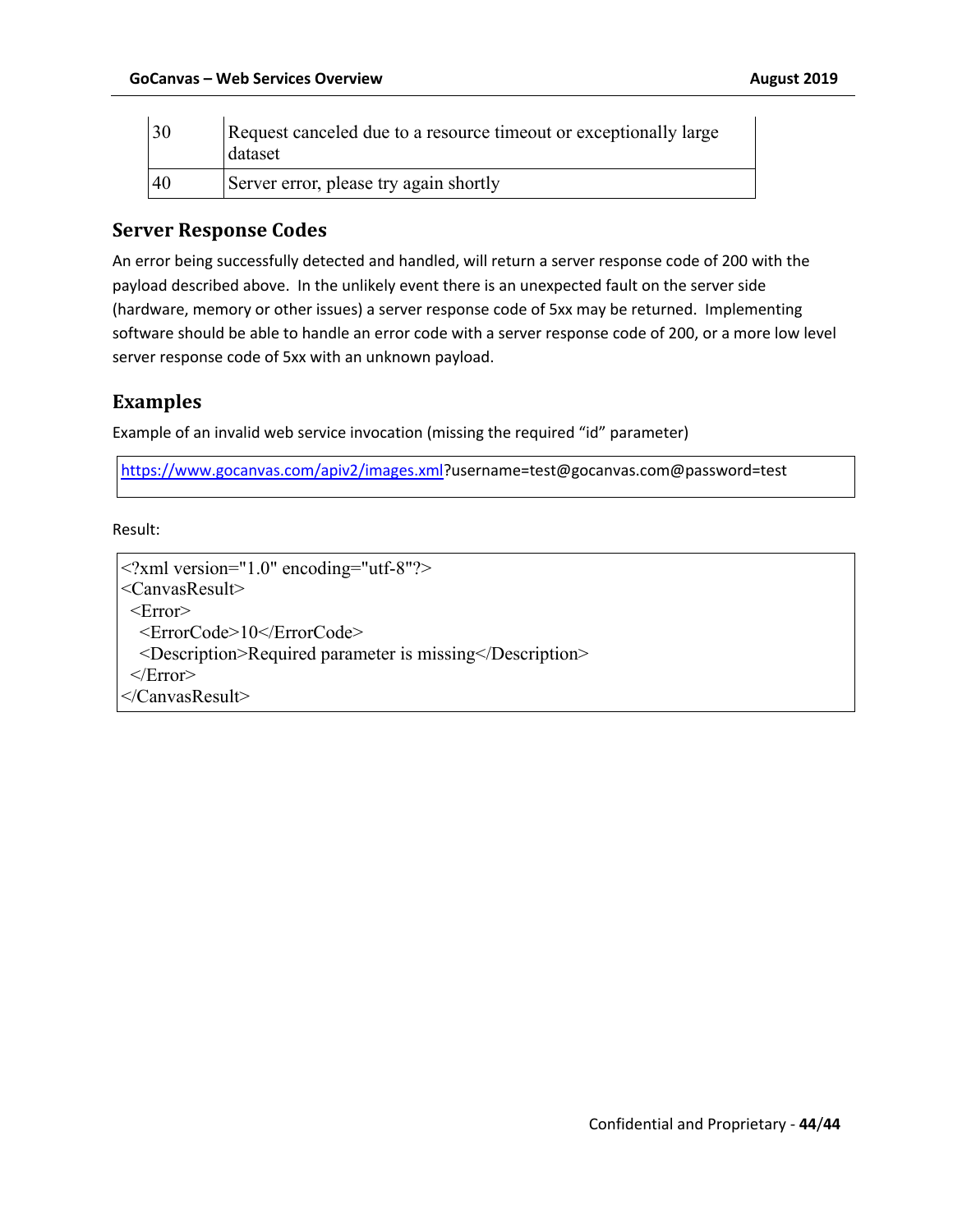| | |
|---|---|
| 30 | Request canceled due to a resource timeout or exceptionally large dataset |
| 40 | Server error, please try again shortly |

## Server Response Codes

An error being successfully detected and handled, will return a server response code of 200 with the payload described above. In the unlikely event there is an unexpected fault on the server side (hardware, memory or other issues) a server response code of 5xx may be returned. Implementing software should be able to handle an error code with a server response code of 200, or a more low level server response code of 5xx with an unknown payload.

## Examples

Example of an invalid web service invocation (missing the required “id” parameter)

```
https://www.gocanvas.com/apiv2/images.xml?username=test@gocanvas.com@password=test
```

Result:

```
<?xml version="1.0" encoding="utf-8"?>
<CanvasResult>
 <Error>
  <ErrorCode>10</ErrorCode>
  <Description>Required parameter is missing</Description>
 </Error>
</CanvasResult>
```